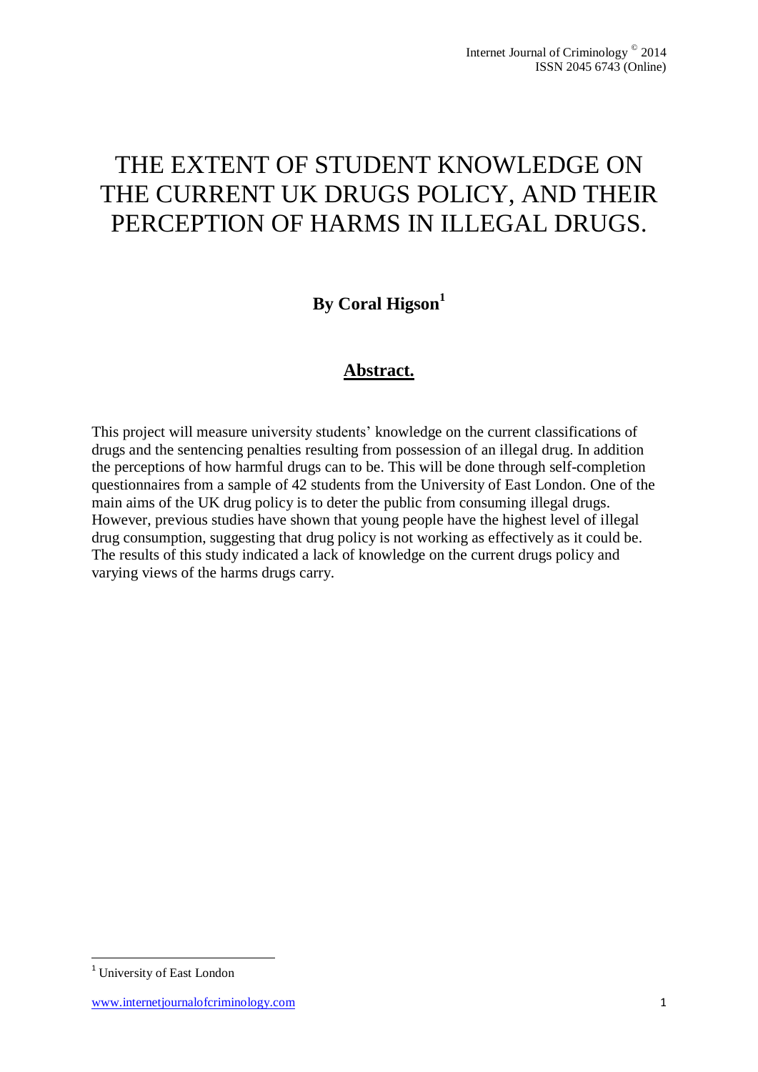# THE EXTENT OF STUDENT KNOWLEDGE ON THE CURRENT UK DRUGS POLICY, AND THEIR PERCEPTION OF HARMS IN ILLEGAL DRUGS.

**By Coral Higson[1]**

## Abstract.

This project will measure university students' knowledge on the current classifications of drugs and the sentencing penalties resulting from possession of an illegal drug. In addition the perceptions of how harmful drugs can to be. This will be done through self-completion questionnaires from a sample of 42 students from the University of East London. One of the main aims of the UK drug policy is to deter the public from consuming illegal drugs. However, previous studies have shown that young people have the highest level of illegal drug consumption, suggesting that drug policy is not working as effectively as it could be. The results of this study indicated a lack of knowledge on the current drugs policy and varying views of the harms drugs carry.

[1] University of East London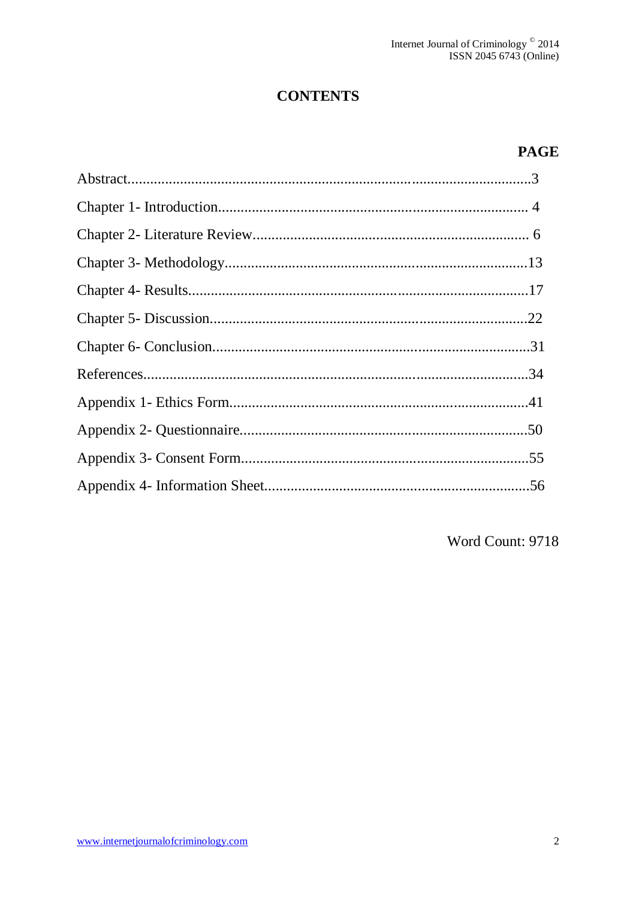# CONTENTS

| | PAGE |
|---|---|
| Abstract | 3 |
| Chapter 1- Introduction | 4 |
| Chapter 2- Literature Review | 6 |
| Chapter 3- Methodology | 13 |
| Chapter 4- Results | 17 |
| Chapter 5- Discussion | 22 |
| Chapter 6- Conclusion | 31 |
| References | 34 |
| Appendix 1- Ethics Form | 41 |
| Appendix 2- Questionnaire | 50 |
| Appendix 3- Consent Form | 55 |
| Appendix 4- Information Sheet | 56 |

Word Count: 9718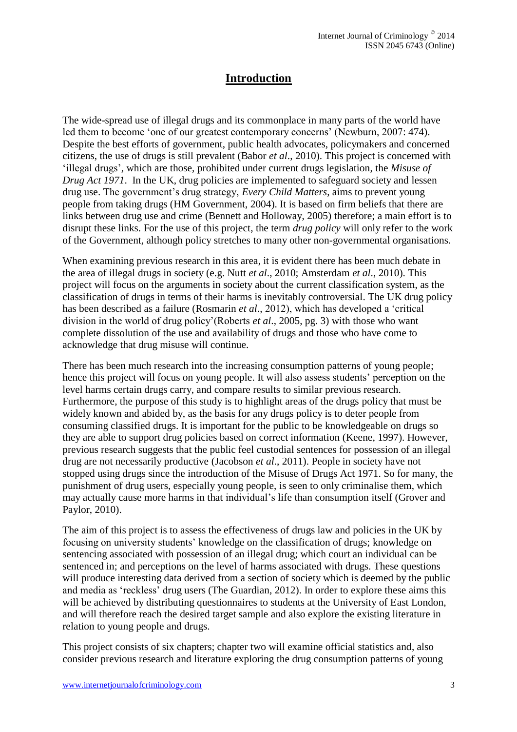# Introduction

The wide-spread use of illegal drugs and its commonplace in many parts of the world have led them to become 'one of our greatest contemporary concerns' (Newburn, 2007: 474). Despite the best efforts of government, public health advocates, policymakers and concerned citizens, the use of drugs is still prevalent (Babor *et al*., 2010). This project is concerned with 'illegal drugs', which are those, prohibited under current drugs legislation, the *Misuse of Drug Act 1971*. In the UK, drug policies are implemented to safeguard society and lessen drug use. The government's drug strategy, *Every Child Matters*, aims to prevent young people from taking drugs (HM Government, 2004). It is based on firm beliefs that there are links between drug use and crime (Bennett and Holloway, 2005) therefore; a main effort is to disrupt these links. For the use of this project, the term *drug policy* will only refer to the work of the Government, although policy stretches to many other non-governmental organisations.

When examining previous research in this area, it is evident there has been much debate in the area of illegal drugs in society (e.g. Nutt *et al*., 2010; Amsterdam *et al*., 2010). This project will focus on the arguments in society about the current classification system, as the classification of drugs in terms of their harms is inevitably controversial. The UK drug policy has been described as a failure (Rosmarin *et al*., 2012), which has developed a 'critical division in the world of drug policy'(Roberts *et al*., 2005, pg. 3) with those who want complete dissolution of the use and availability of drugs and those who have come to acknowledge that drug misuse will continue.

There has been much research into the increasing consumption patterns of young people; hence this project will focus on young people. It will also assess students' perception on the level harms certain drugs carry, and compare results to similar previous research. Furthermore, the purpose of this study is to highlight areas of the drugs policy that must be widely known and abided by, as the basis for any drugs policy is to deter people from consuming classified drugs. It is important for the public to be knowledgeable on drugs so they are able to support drug policies based on correct information (Keene, 1997). However, previous research suggests that the public feel custodial sentences for possession of an illegal drug are not necessarily productive (Jacobson *et al*., 2011). People in society have not stopped using drugs since the introduction of the Misuse of Drugs Act 1971. So for many, the punishment of drug users, especially young people, is seen to only criminalise them, which may actually cause more harms in that individual's life than consumption itself (Grover and Paylor, 2010).

The aim of this project is to assess the effectiveness of drugs law and policies in the UK by focusing on university students' knowledge on the classification of drugs; knowledge on sentencing associated with possession of an illegal drug; which court an individual can be sentenced in; and perceptions on the level of harms associated with drugs. These questions will produce interesting data derived from a section of society which is deemed by the public and media as 'reckless' drug users (The Guardian, 2012). In order to explore these aims this will be achieved by distributing questionnaires to students at the University of East London, and will therefore reach the desired target sample and also explore the existing literature in relation to young people and drugs.

This project consists of six chapters; chapter two will examine official statistics and, also consider previous research and literature exploring the drug consumption patterns of young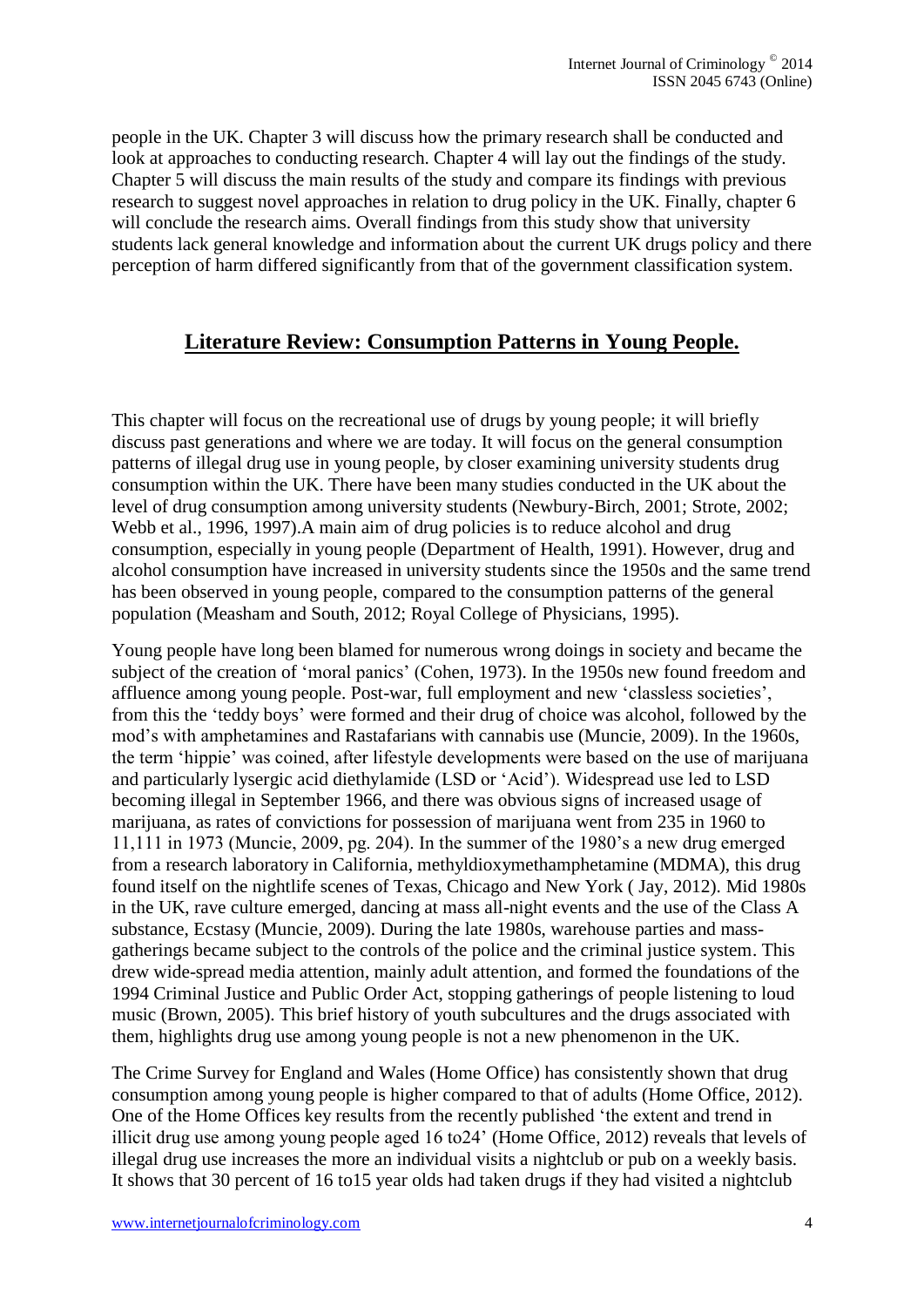people in the UK. Chapter 3 will discuss how the primary research shall be conducted and look at approaches to conducting research. Chapter 4 will lay out the findings of the study. Chapter 5 will discuss the main results of the study and compare its findings with previous research to suggest novel approaches in relation to drug policy in the UK. Finally, chapter 6 will conclude the research aims. Overall findings from this study show that university students lack general knowledge and information about the current UK drugs policy and there perception of harm differed significantly from that of the government classification system.

## Literature Review: Consumption Patterns in Young People.

This chapter will focus on the recreational use of drugs by young people; it will briefly discuss past generations and where we are today. It will focus on the general consumption patterns of illegal drug use in young people, by closer examining university students drug consumption within the UK. There have been many studies conducted in the UK about the level of drug consumption among university students (Newbury-Birch, 2001; Strote, 2002; Webb et al., 1996, 1997).A main aim of drug policies is to reduce alcohol and drug consumption, especially in young people (Department of Health, 1991). However, drug and alcohol consumption have increased in university students since the 1950s and the same trend has been observed in young people, compared to the consumption patterns of the general population (Measham and South, 2012; Royal College of Physicians, 1995).

Young people have long been blamed for numerous wrong doings in society and became the subject of the creation of 'moral panics' (Cohen, 1973). In the 1950s new found freedom and affluence among young people. Post-war, full employment and new 'classless societies', from this the 'teddy boys' were formed and their drug of choice was alcohol, followed by the mod's with amphetamines and Rastafarians with cannabis use (Muncie, 2009). In the 1960s, the term 'hippie' was coined, after lifestyle developments were based on the use of marijuana and particularly lysergic acid diethylamide (LSD or 'Acid'). Widespread use led to LSD becoming illegal in September 1966, and there was obvious signs of increased usage of marijuana, as rates of convictions for possession of marijuana went from 235 in 1960 to 11,111 in 1973 (Muncie, 2009, pg. 204). In the summer of the 1980's a new drug emerged from a research laboratory in California, methyldioxymethamphetamine (MDMA), this drug found itself on the nightlife scenes of Texas, Chicago and New York ( Jay, 2012). Mid 1980s in the UK, rave culture emerged, dancing at mass all-night events and the use of the Class A substance, Ecstasy (Muncie, 2009). During the late 1980s, warehouse parties and mass-gatherings became subject to the controls of the police and the criminal justice system. This drew wide-spread media attention, mainly adult attention, and formed the foundations of the 1994 Criminal Justice and Public Order Act, stopping gatherings of people listening to loud music (Brown, 2005). This brief history of youth subcultures and the drugs associated with them, highlights drug use among young people is not a new phenomenon in the UK.

The Crime Survey for England and Wales (Home Office) has consistently shown that drug consumption among young people is higher compared to that of adults (Home Office, 2012). One of the Home Offices key results from the recently published 'the extent and trend in illicit drug use among young people aged 16 to24' (Home Office, 2012) reveals that levels of illegal drug use increases the more an individual visits a nightclub or pub on a weekly basis. It shows that 30 percent of 16 to15 year olds had taken drugs if they had visited a nightclub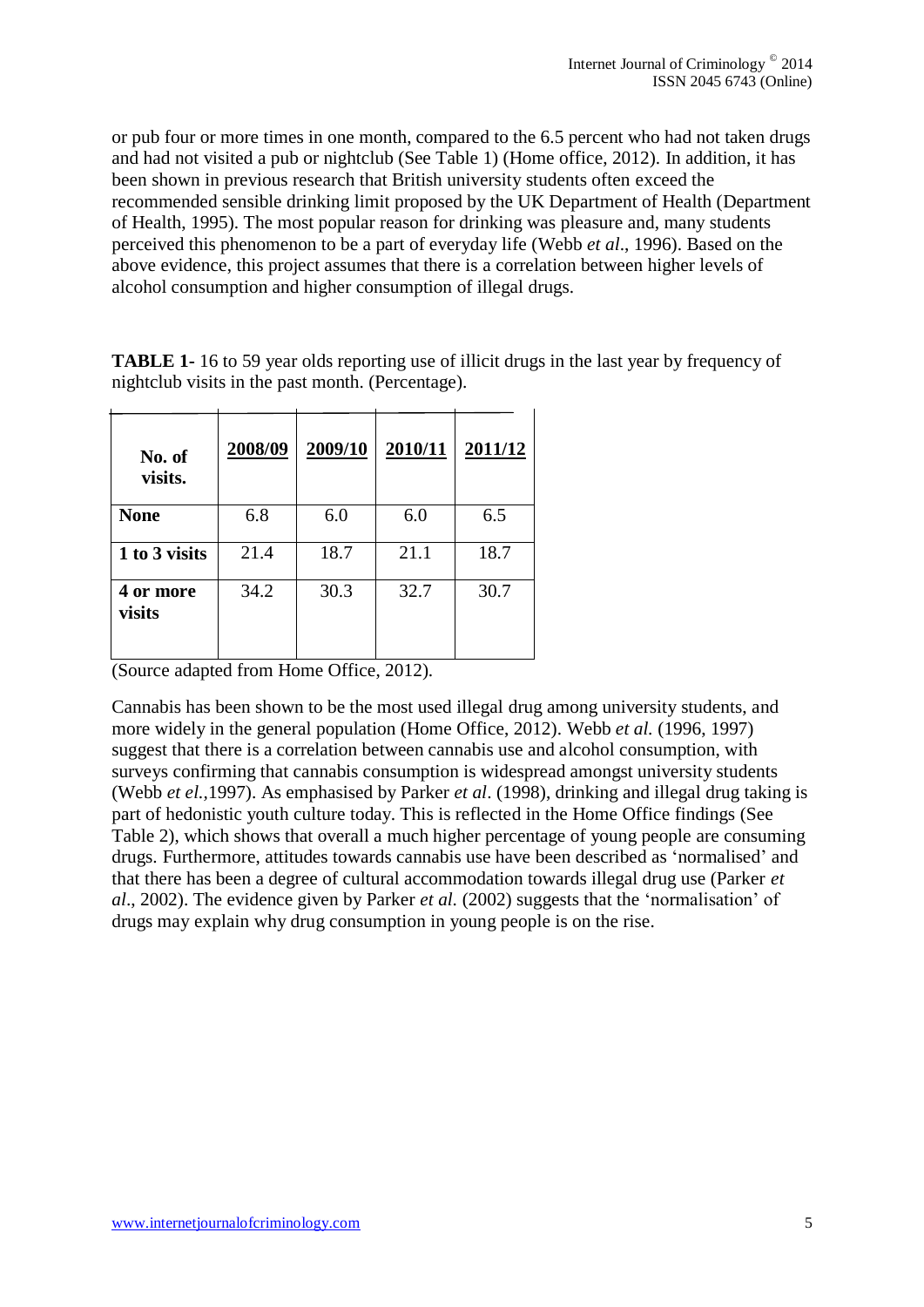or pub four or more times in one month, compared to the 6.5 percent who had not taken drugs and had not visited a pub or nightclub (See Table 1) (Home office, 2012). In addition, it has been shown in previous research that British university students often exceed the recommended sensible drinking limit proposed by the UK Department of Health (Department of Health, 1995). The most popular reason for drinking was pleasure and, many students perceived this phenomenon to be a part of everyday life (Webb *et al*., 1996). Based on the above evidence, this project assumes that there is a correlation between higher levels of alcohol consumption and higher consumption of illegal drugs.

**TABLE 1-** 16 to 59 year olds reporting use of illicit drugs in the last year by frequency of nightclub visits in the past month. (Percentage).

| No. of visits. | 2008/09 | 2009/10 | 2010/11 | 2011/12 |
|---|---|---|---|---|
| **None** | 6.8 | 6.0 | 6.0 | 6.5 |
| **1 to 3 visits** | 21.4 | 18.7 | 21.1 | 18.7 |
| **4 or more visits** | 34.2 | 30.3 | 32.7 | 30.7 |

(Source adapted from Home Office, 2012).

Cannabis has been shown to be the most used illegal drug among university students, and more widely in the general population (Home Office, 2012). Webb *et al.* (1996, 1997) suggest that there is a correlation between cannabis use and alcohol consumption, with surveys confirming that cannabis consumption is widespread amongst university students (Webb *et el.*,1997). As emphasised by Parker *et al*. (1998), drinking and illegal drug taking is part of hedonistic youth culture today. This is reflected in the Home Office findings (See Table 2), which shows that overall a much higher percentage of young people are consuming drugs. Furthermore, attitudes towards cannabis use have been described as 'normalised' and that there has been a degree of cultural accommodation towards illegal drug use (Parker *et al*., 2002). The evidence given by Parker *et al.* (2002) suggests that the 'normalisation' of drugs may explain why drug consumption in young people is on the rise.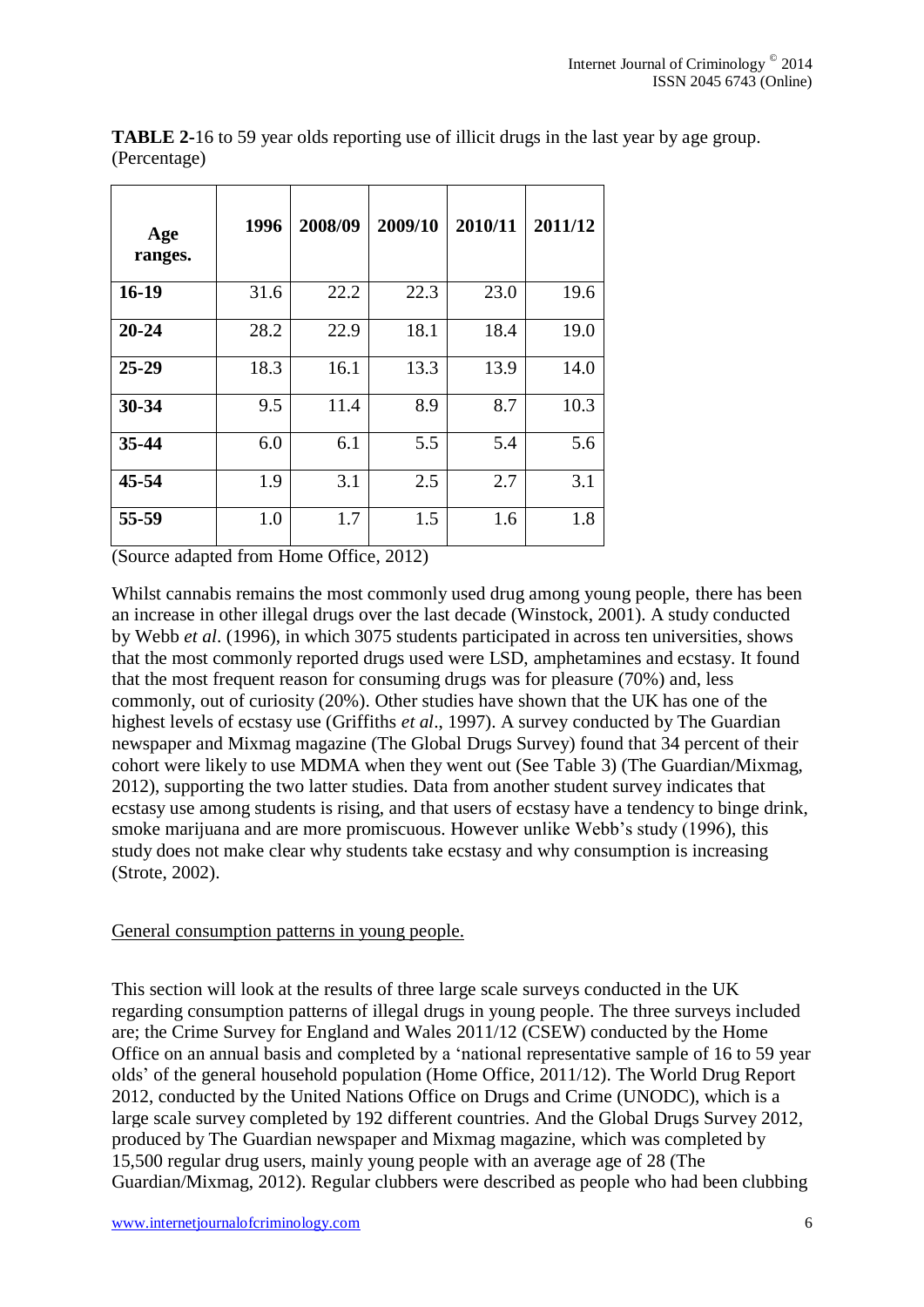**TABLE 2**-16 to 59 year olds reporting use of illicit drugs in the last year by age group. (Percentage)

| Age ranges. | 1996 | 2008/09 | 2009/10 | 2010/11 | 2011/12 |
|---|---|---|---|---|---|
| **16-19** | 31.6 | 22.2 | 22.3 | 23.0 | 19.6 |
| **20-24** | 28.2 | 22.9 | 18.1 | 18.4 | 19.0 |
| **25-29** | 18.3 | 16.1 | 13.3 | 13.9 | 14.0 |
| **30-34** | 9.5 | 11.4 | 8.9 | 8.7 | 10.3 |
| **35-44** | 6.0 | 6.1 | 5.5 | 5.4 | 5.6 |
| **45-54** | 1.9 | 3.1 | 2.5 | 2.7 | 3.1 |
| **55-59** | 1.0 | 1.7 | 1.5 | 1.6 | 1.8 |

(Source adapted from Home Office, 2012)

Whilst cannabis remains the most commonly used drug among young people, there has been an increase in other illegal drugs over the last decade (Winstock, 2001). A study conducted by Webb *et al*. (1996), in which 3075 students participated in across ten universities, shows that the most commonly reported drugs used were LSD, amphetamines and ecstasy. It found that the most frequent reason for consuming drugs was for pleasure (70%) and, less commonly, out of curiosity (20%). Other studies have shown that the UK has one of the highest levels of ecstasy use (Griffiths *et al*., 1997). A survey conducted by The Guardian newspaper and Mixmag magazine (The Global Drugs Survey) found that 34 percent of their cohort were likely to use MDMA when they went out (See Table 3) (The Guardian/Mixmag, 2012), supporting the two latter studies. Data from another student survey indicates that ecstasy use among students is rising, and that users of ecstasy have a tendency to binge drink, smoke marijuana and are more promiscuous. However unlike Webb's study (1996), this study does not make clear why students take ecstasy and why consumption is increasing (Strote, 2002).

General consumption patterns in young people.

This section will look at the results of three large scale surveys conducted in the UK regarding consumption patterns of illegal drugs in young people. The three surveys included are; the Crime Survey for England and Wales 2011/12 (CSEW) conducted by the Home Office on an annual basis and completed by a 'national representative sample of 16 to 59 year olds' of the general household population (Home Office, 2011/12). The World Drug Report 2012, conducted by the United Nations Office on Drugs and Crime (UNODC), which is a large scale survey completed by 192 different countries. And the Global Drugs Survey 2012, produced by The Guardian newspaper and Mixmag magazine, which was completed by 15,500 regular drug users, mainly young people with an average age of 28 (The Guardian/Mixmag, 2012). Regular clubbers were described as people who had been clubbing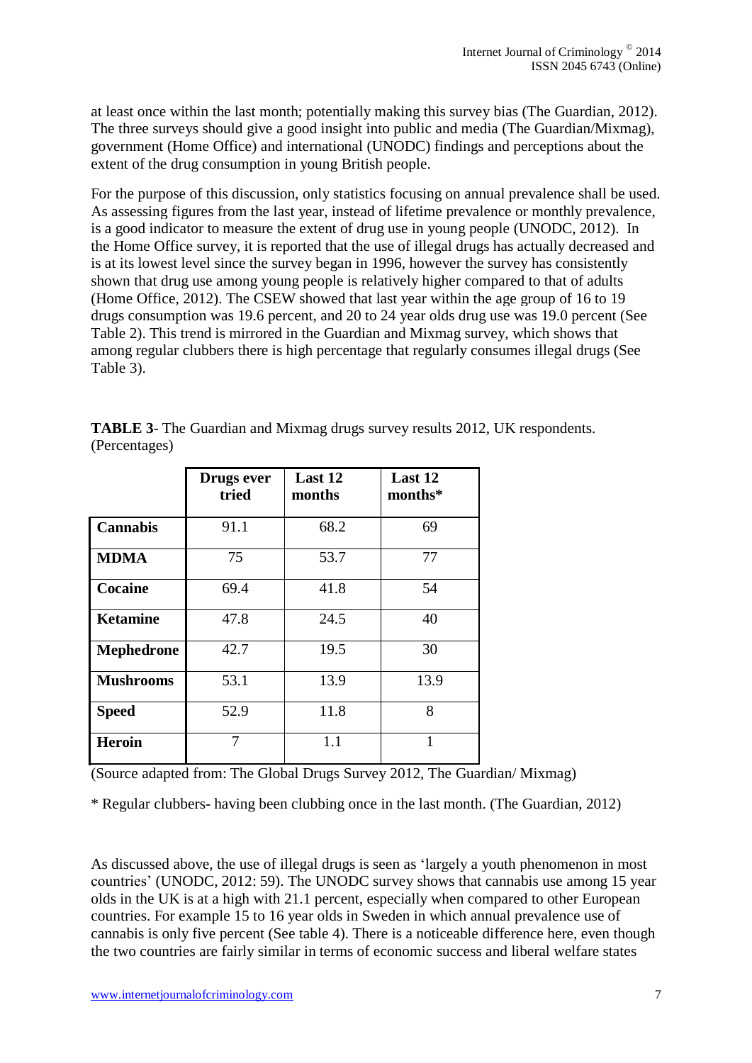at least once within the last month; potentially making this survey bias (The Guardian, 2012). The three surveys should give a good insight into public and media (The Guardian/Mixmag), government (Home Office) and international (UNODC) findings and perceptions about the extent of the drug consumption in young British people.

For the purpose of this discussion, only statistics focusing on annual prevalence shall be used. As assessing figures from the last year, instead of lifetime prevalence or monthly prevalence, is a good indicator to measure the extent of drug use in young people (UNODC, 2012). In the Home Office survey, it is reported that the use of illegal drugs has actually decreased and is at its lowest level since the survey began in 1996, however the survey has consistently shown that drug use among young people is relatively higher compared to that of adults (Home Office, 2012). The CSEW showed that last year within the age group of 16 to 19 drugs consumption was 19.6 percent, and 20 to 24 year olds drug use was 19.0 percent (See Table 2). This trend is mirrored in the Guardian and Mixmag survey, which shows that among regular clubbers there is high percentage that regularly consumes illegal drugs (See Table 3).

**TABLE 3**- The Guardian and Mixmag drugs survey results 2012, UK respondents. (Percentages)

| | Drugs ever tried | Last 12 months | Last 12 months* |
|---|---|---|---|
| **Cannabis** | 91.1 | 68.2 | 69 |
| **MDMA** | 75 | 53.7 | 77 |
| **Cocaine** | 69.4 | 41.8 | 54 |
| **Ketamine** | 47.8 | 24.5 | 40 |
| **Mephedrone** | 42.7 | 19.5 | 30 |
| **Mushrooms** | 53.1 | 13.9 | 13.9 |
| **Speed** | 52.9 | 11.8 | 8 |
| **Heroin** | 7 | 1.1 | 1 |

(Source adapted from: The Global Drugs Survey 2012, The Guardian/ Mixmag)

* Regular clubbers- having been clubbing once in the last month. (The Guardian, 2012)

As discussed above, the use of illegal drugs is seen as 'largely a youth phenomenon in most countries' (UNODC, 2012: 59). The UNODC survey shows that cannabis use among 15 year olds in the UK is at a high with 21.1 percent, especially when compared to other European countries. For example 15 to 16 year olds in Sweden in which annual prevalence use of cannabis is only five percent (See table 4). There is a noticeable difference here, even though the two countries are fairly similar in terms of economic success and liberal welfare states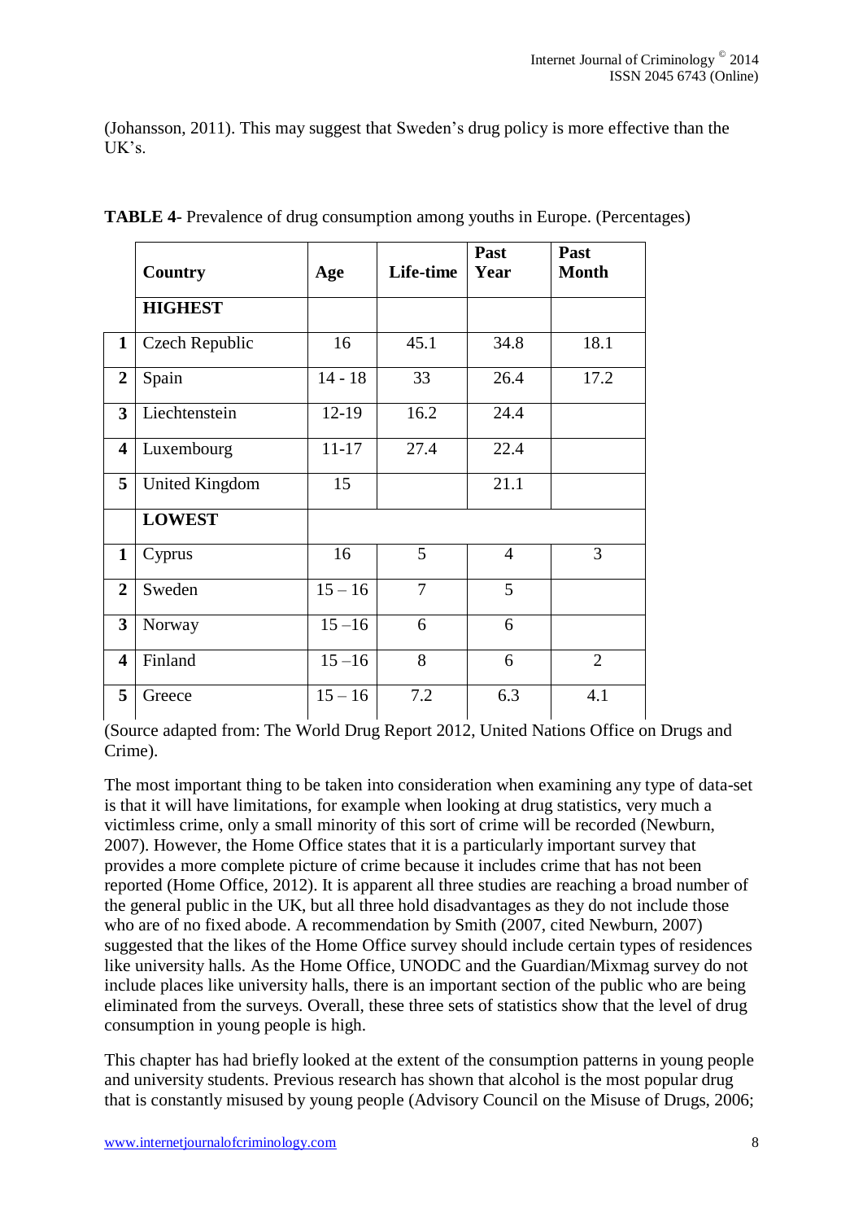(Johansson, 2011). This may suggest that Sweden's drug policy is more effective than the UK's.

**TABLE 4**- Prevalence of drug consumption among youths in Europe. (Percentages)

| | Country | Age | Life-time | Past Year | Past Month |
|---|---|---|---|---|---|
| | **HIGHEST** | | | | |
| **1** | Czech Republic | 16 | 45.1 | 34.8 | 18.1 |
| **2** | Spain | 14 - 18 | 33 | 26.4 | 17.2 |
| **3** | Liechtenstein | 12-19 | 16.2 | 24.4 | |
| **4** | Luxembourg | 11-17 | 27.4 | 22.4 | |
| **5** | United Kingdom | 15 | | 21.1 | |
| | **LOWEST** | | | | |
| **1** | Cyprus | 16 | 5 | 4 | 3 |
| **2** | Sweden | 15 – 16 | 7 | 5 | |
| **3** | Norway | 15 –16 | 6 | 6 | |
| **4** | Finland | 15 –16 | 8 | 6 | 2 |
| **5** | Greece | 15 – 16 | 7.2 | 6.3 | 4.1 |

(Source adapted from: The World Drug Report 2012, United Nations Office on Drugs and Crime).

The most important thing to be taken into consideration when examining any type of data-set is that it will have limitations, for example when looking at drug statistics, very much a victimless crime, only a small minority of this sort of crime will be recorded (Newburn, 2007). However, the Home Office states that it is a particularly important survey that provides a more complete picture of crime because it includes crime that has not been reported (Home Office, 2012). It is apparent all three studies are reaching a broad number of the general public in the UK, but all three hold disadvantages as they do not include those who are of no fixed abode. A recommendation by Smith (2007, cited Newburn, 2007) suggested that the likes of the Home Office survey should include certain types of residences like university halls. As the Home Office, UNODC and the Guardian/Mixmag survey do not include places like university halls, there is an important section of the public who are being eliminated from the surveys. Overall, these three sets of statistics show that the level of drug consumption in young people is high.

This chapter has had briefly looked at the extent of the consumption patterns in young people and university students. Previous research has shown that alcohol is the most popular drug that is constantly misused by young people (Advisory Council on the Misuse of Drugs, 2006;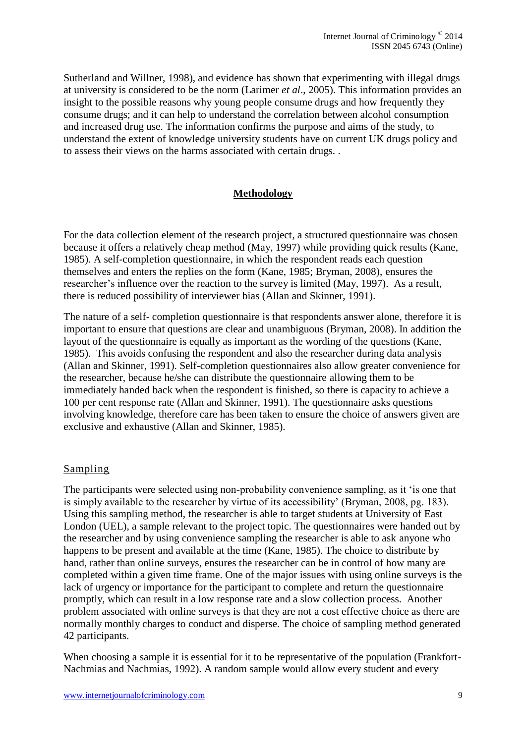Sutherland and Willner, 1998), and evidence has shown that experimenting with illegal drugs at university is considered to be the norm (Larimer *et al*., 2005). This information provides an insight to the possible reasons why young people consume drugs and how frequently they consume drugs; and it can help to understand the correlation between alcohol consumption and increased drug use. The information confirms the purpose and aims of the study, to understand the extent of knowledge university students have on current UK drugs policy and to assess their views on the harms associated with certain drugs. .

## Methodology

For the data collection element of the research project, a structured questionnaire was chosen because it offers a relatively cheap method (May, 1997) while providing quick results (Kane, 1985). A self-completion questionnaire, in which the respondent reads each question themselves and enters the replies on the form (Kane, 1985; Bryman, 2008), ensures the researcher's influence over the reaction to the survey is limited (May, 1997). As a result, there is reduced possibility of interviewer bias (Allan and Skinner, 1991).

The nature of a self- completion questionnaire is that respondents answer alone, therefore it is important to ensure that questions are clear and unambiguous (Bryman, 2008). In addition the layout of the questionnaire is equally as important as the wording of the questions (Kane, 1985). This avoids confusing the respondent and also the researcher during data analysis (Allan and Skinner, 1991). Self-completion questionnaires also allow greater convenience for the researcher, because he/she can distribute the questionnaire allowing them to be immediately handed back when the respondent is finished, so there is capacity to achieve a 100 per cent response rate (Allan and Skinner, 1991). The questionnaire asks questions involving knowledge, therefore care has been taken to ensure the choice of answers given are exclusive and exhaustive (Allan and Skinner, 1985).

### Sampling

The participants were selected using non-probability convenience sampling, as it 'is one that is simply available to the researcher by virtue of its accessibility' (Bryman, 2008, pg. 183). Using this sampling method, the researcher is able to target students at University of East London (UEL), a sample relevant to the project topic. The questionnaires were handed out by the researcher and by using convenience sampling the researcher is able to ask anyone who happens to be present and available at the time (Kane, 1985). The choice to distribute by hand, rather than online surveys, ensures the researcher can be in control of how many are completed within a given time frame. One of the major issues with using online surveys is the lack of urgency or importance for the participant to complete and return the questionnaire promptly, which can result in a low response rate and a slow collection process. Another problem associated with online surveys is that they are not a cost effective choice as there are normally monthly charges to conduct and disperse. The choice of sampling method generated 42 participants.

When choosing a sample it is essential for it to be representative of the population (Frankfort-Nachmias and Nachmias, 1992). A random sample would allow every student and every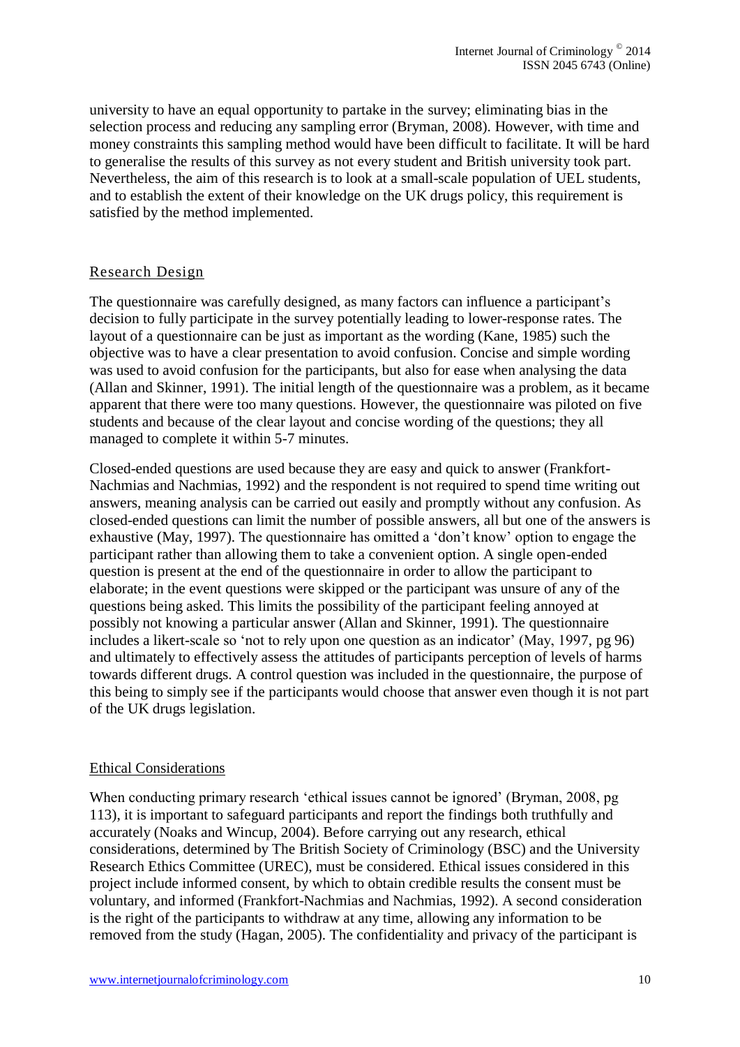university to have an equal opportunity to partake in the survey; eliminating bias in the selection process and reducing any sampling error (Bryman, 2008). However, with time and money constraints this sampling method would have been difficult to facilitate. It will be hard to generalise the results of this survey as not every student and British university took part. Nevertheless, the aim of this research is to look at a small-scale population of UEL students, and to establish the extent of their knowledge on the UK drugs policy, this requirement is satisfied by the method implemented.

## Research Design

The questionnaire was carefully designed, as many factors can influence a participant's decision to fully participate in the survey potentially leading to lower-response rates. The layout of a questionnaire can be just as important as the wording (Kane, 1985) such the objective was to have a clear presentation to avoid confusion. Concise and simple wording was used to avoid confusion for the participants, but also for ease when analysing the data (Allan and Skinner, 1991). The initial length of the questionnaire was a problem, as it became apparent that there were too many questions. However, the questionnaire was piloted on five students and because of the clear layout and concise wording of the questions; they all managed to complete it within 5-7 minutes.

Closed-ended questions are used because they are easy and quick to answer (Frankfort-Nachmias and Nachmias, 1992) and the respondent is not required to spend time writing out answers, meaning analysis can be carried out easily and promptly without any confusion. As closed-ended questions can limit the number of possible answers, all but one of the answers is exhaustive (May, 1997). The questionnaire has omitted a 'don't know' option to engage the participant rather than allowing them to take a convenient option. A single open-ended question is present at the end of the questionnaire in order to allow the participant to elaborate; in the event questions were skipped or the participant was unsure of any of the questions being asked. This limits the possibility of the participant feeling annoyed at possibly not knowing a particular answer (Allan and Skinner, 1991). The questionnaire includes a likert-scale so 'not to rely upon one question as an indicator' (May, 1997, pg 96) and ultimately to effectively assess the attitudes of participants perception of levels of harms towards different drugs. A control question was included in the questionnaire, the purpose of this being to simply see if the participants would choose that answer even though it is not part of the UK drugs legislation.

## Ethical Considerations

When conducting primary research 'ethical issues cannot be ignored' (Bryman, 2008, pg 113), it is important to safeguard participants and report the findings both truthfully and accurately (Noaks and Wincup, 2004). Before carrying out any research, ethical considerations, determined by The British Society of Criminology (BSC) and the University Research Ethics Committee (UREC), must be considered. Ethical issues considered in this project include informed consent, by which to obtain credible results the consent must be voluntary, and informed (Frankfort-Nachmias and Nachmias, 1992). A second consideration is the right of the participants to withdraw at any time, allowing any information to be removed from the study (Hagan, 2005). The confidentiality and privacy of the participant is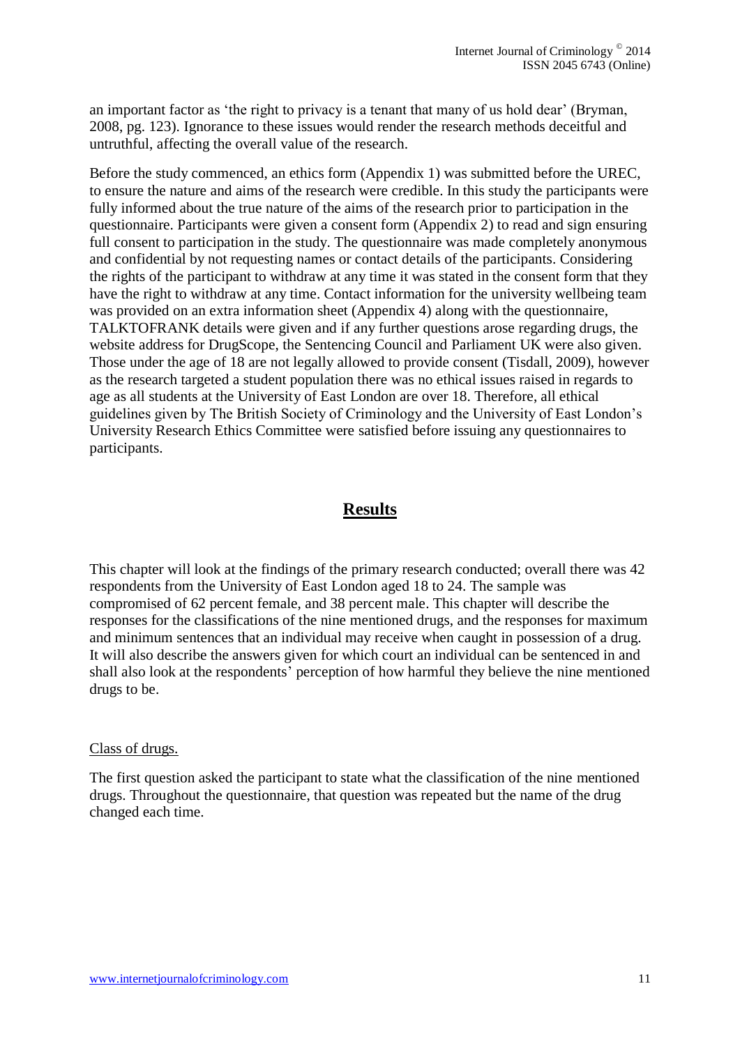an important factor as 'the right to privacy is a tenant that many of us hold dear' (Bryman, 2008, pg. 123). Ignorance to these issues would render the research methods deceitful and untruthful, affecting the overall value of the research.

Before the study commenced, an ethics form (Appendix 1) was submitted before the UREC, to ensure the nature and aims of the research were credible. In this study the participants were fully informed about the true nature of the aims of the research prior to participation in the questionnaire. Participants were given a consent form (Appendix 2) to read and sign ensuring full consent to participation in the study. The questionnaire was made completely anonymous and confidential by not requesting names or contact details of the participants. Considering the rights of the participant to withdraw at any time it was stated in the consent form that they have the right to withdraw at any time. Contact information for the university wellbeing team was provided on an extra information sheet (Appendix 4) along with the questionnaire, TALKTOFRANK details were given and if any further questions arose regarding drugs, the website address for DrugScope, the Sentencing Council and Parliament UK were also given. Those under the age of 18 are not legally allowed to provide consent (Tisdall, 2009), however as the research targeted a student population there was no ethical issues raised in regards to age as all students at the University of East London are over 18. Therefore, all ethical guidelines given by The British Society of Criminology and the University of East London's University Research Ethics Committee were satisfied before issuing any questionnaires to participants.

## Results

This chapter will look at the findings of the primary research conducted; overall there was 42 respondents from the University of East London aged 18 to 24. The sample was compromised of 62 percent female, and 38 percent male. This chapter will describe the responses for the classifications of the nine mentioned drugs, and the responses for maximum and minimum sentences that an individual may receive when caught in possession of a drug. It will also describe the answers given for which court an individual can be sentenced in and shall also look at the respondents' perception of how harmful they believe the nine mentioned drugs to be.

### Class of drugs.

The first question asked the participant to state what the classification of the nine mentioned drugs. Throughout the questionnaire, that question was repeated but the name of the drug changed each time.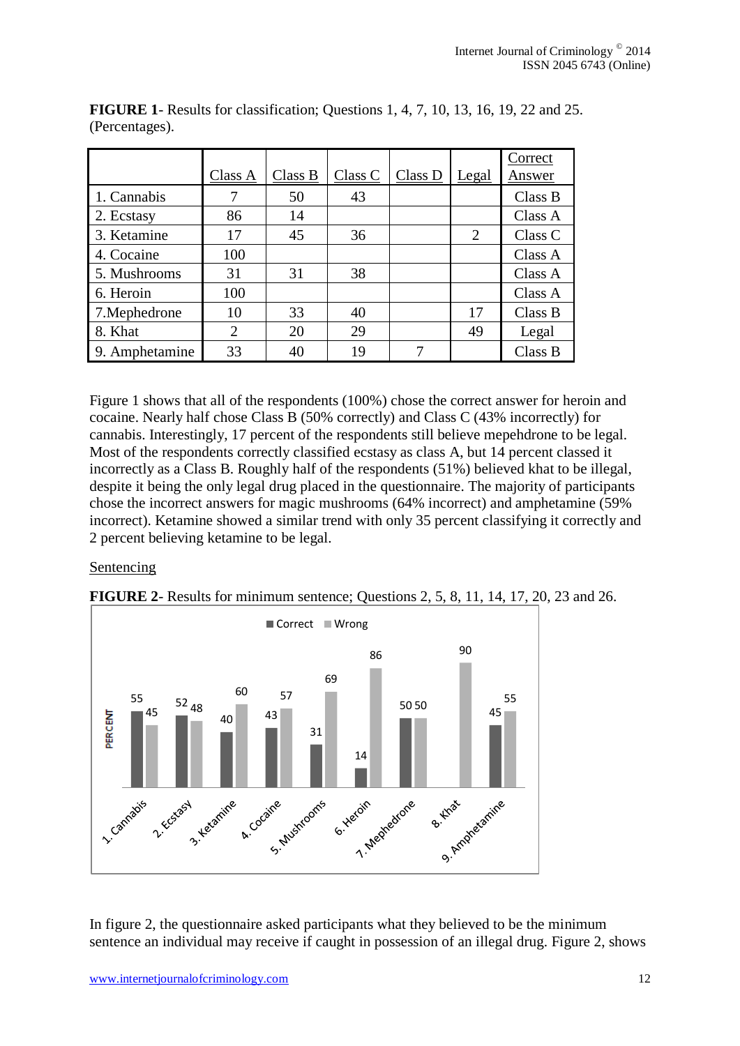**FIGURE 1**- Results for classification; Questions 1, 4, 7, 10, 13, 16, 19, 22 and 25. (Percentages).

| | Class A | Class B | Class C | Class D | Legal | Correct Answer |
|---|---|---|---|---|---|---|
| 1. Cannabis | 7 | 50 | 43 | | | Class B |
| 2. Ecstasy | 86 | 14 | | | | Class A |
| 3. Ketamine | 17 | 45 | 36 | | 2 | Class C |
| 4. Cocaine | 100 | | | | | Class A |
| 5. Mushrooms | 31 | 31 | 38 | | | Class A |
| 6. Heroin | 100 | | | | | Class A |
| 7.Mephedrone | 10 | 33 | 40 | | 17 | Class B |
| 8. Khat | 2 | 20 | 29 | | 49 | Legal |
| 9. Amphetamine | 33 | 40 | 19 | 7 | | Class B |

Figure 1 shows that all of the respondents (100%) chose the correct answer for heroin and cocaine. Nearly half chose Class B (50% correctly) and Class C (43% incorrectly) for cannabis. Interestingly, 17 percent of the respondents still believe mepehdrone to be legal. Most of the respondents correctly classified ecstasy as class A, but 14 percent classed it incorrectly as a Class B. Roughly half of the respondents (51%) believed khat to be illegal, despite it being the only legal drug placed in the questionnaire. The majority of participants chose the incorrect answers for magic mushrooms (64% incorrect) and amphetamine (59% incorrect). Ketamine showed a similar trend with only 35 percent classifying it correctly and 2 percent believing ketamine to be legal.

Sentencing

**FIGURE 2**- Results for minimum sentence; Questions 2, 5, 8, 11, 14, 17, 20, 23 and 26.

In figure 2, the questionnaire asked participants what they believed to be the minimum sentence an individual may receive if caught in possession of an illegal drug. Figure 2, shows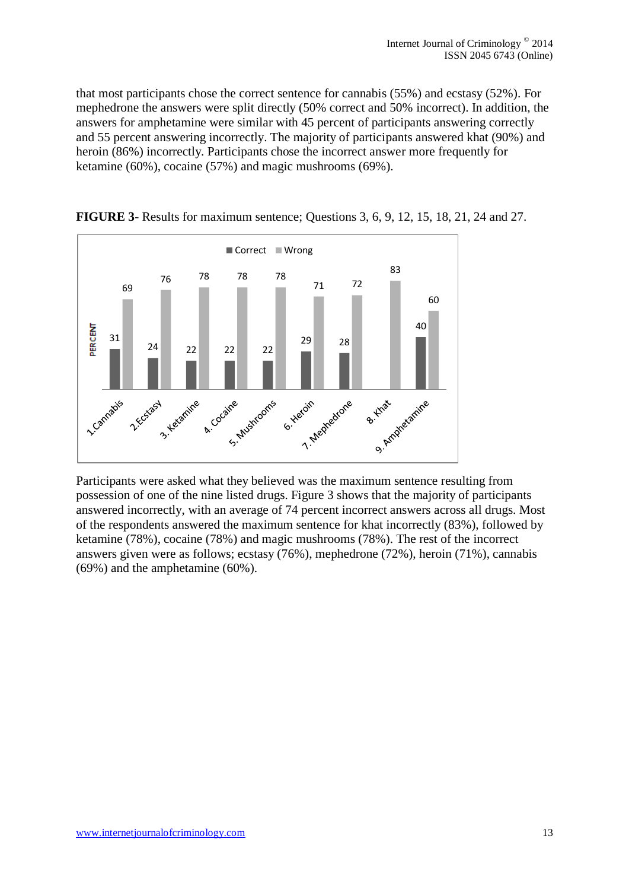that most participants chose the correct sentence for cannabis (55%) and ecstasy (52%). For mephedrone the answers were split directly (50% correct and 50% incorrect). In addition, the answers for amphetamine were similar with 45 percent of participants answering correctly and 55 percent answering incorrectly. The majority of participants answered khat (90%) and heroin (86%) incorrectly. Participants chose the incorrect answer more frequently for ketamine (60%), cocaine (57%) and magic mushrooms (69%).

**FIGURE 3**- Results for maximum sentence; Questions 3, 6, 9, 12, 15, 18, 21, 24 and 27.

| Drug | Correct | Wrong |
|---|---|---|
| 1.Cannabis | 31 | 69 |
| 2.Ecstasy | 24 | 76 |
| 3. Ketamine | 22 | 78 |
| 4. Cocaine | 22 | 78 |
| 5. Mushrooms | 22 | 78 |
| 6. Heroin | 29 | 71 |
| 7. Mephedrone | 28 | 72 |
| 8. Khat | | 83 |
| 9. Amphetamine | 40 | 60 |

Participants were asked what they believed was the maximum sentence resulting from possession of one of the nine listed drugs. Figure 3 shows that the majority of participants answered incorrectly, with an average of 74 percent incorrect answers across all drugs. Most of the respondents answered the maximum sentence for khat incorrectly (83%), followed by ketamine (78%), cocaine (78%) and magic mushrooms (78%). The rest of the incorrect answers given were as follows; ecstasy (76%), mephedrone (72%), heroin (71%), cannabis (69%) and the amphetamine (60%).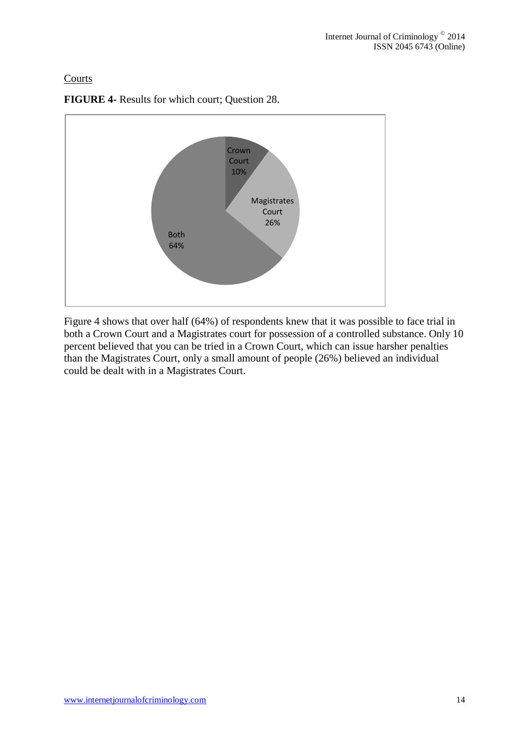Courts

**FIGURE 4-** Results for which court; Question 28.

Figure 4 shows that over half (64%) of respondents knew that it was possible to face trial in both a Crown Court and a Magistrates court for possession of a controlled substance. Only 10 percent believed that you can be tried in a Crown Court, which can issue harsher penalties than the Magistrates Court, only a small amount of people (26%) believed an individual could be dealt with in a Magistrates Court.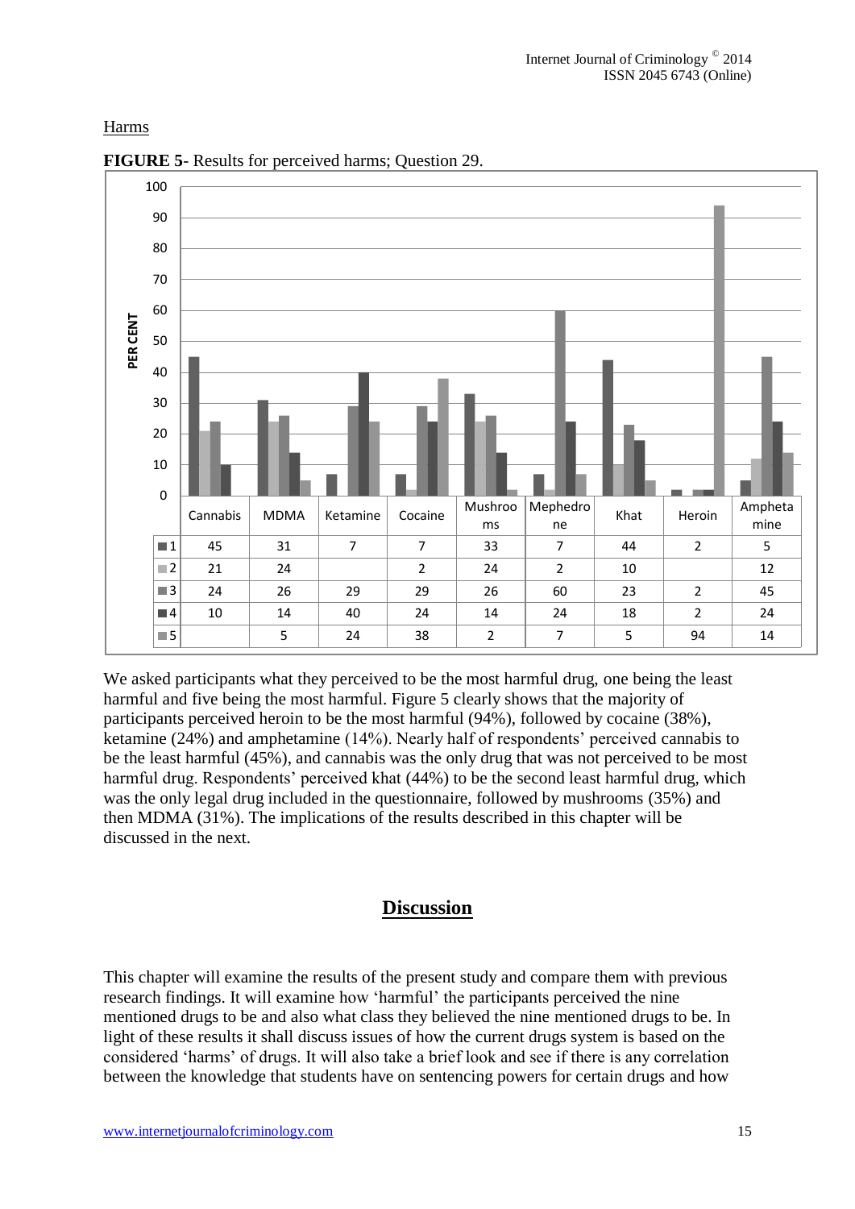Harms

**FIGURE 5**- Results for perceived harms; Question 29.

| | Cannabis | MDMA | Ketamine | Cocaine | Mushrooms | Mephedrone | Khat | Heroin | Amphetamine |
|---|---|---|---|---|---|---|---|---|---|
| 1 | 45 | 31 | 7 | 7 | 33 | 7 | 44 | 2 | 5 |
| 2 | 21 | 24 | | 2 | 24 | 2 | 10 | | 12 |
| 3 | 24 | 26 | 29 | 29 | 26 | 60 | 23 | 2 | 45 |
| 4 | 10 | 14 | 40 | 24 | 14 | 24 | 18 | 2 | 24 |
| 5 | | 5 | 24 | 38 | 2 | 7 | 5 | 94 | 14 |

We asked participants what they perceived to be the most harmful drug, one being the least harmful and five being the most harmful. Figure 5 clearly shows that the majority of participants perceived heroin to be the most harmful (94%), followed by cocaine (38%), ketamine (24%) and amphetamine (14%). Nearly half of respondents' perceived cannabis to be the least harmful (45%), and cannabis was the only drug that was not perceived to be most harmful drug. Respondents' perceived khat (44%) to be the second least harmful drug, which was the only legal drug included in the questionnaire, followed by mushrooms (35%) and then MDMA (31%). The implications of the results described in this chapter will be discussed in the next.

## Discussion

This chapter will examine the results of the present study and compare them with previous research findings. It will examine how 'harmful' the participants perceived the nine mentioned drugs to be and also what class they believed the nine mentioned drugs to be. In light of these results it shall discuss issues of how the current drugs system is based on the considered 'harms' of drugs. It will also take a brief look and see if there is any correlation between the knowledge that students have on sentencing powers for certain drugs and how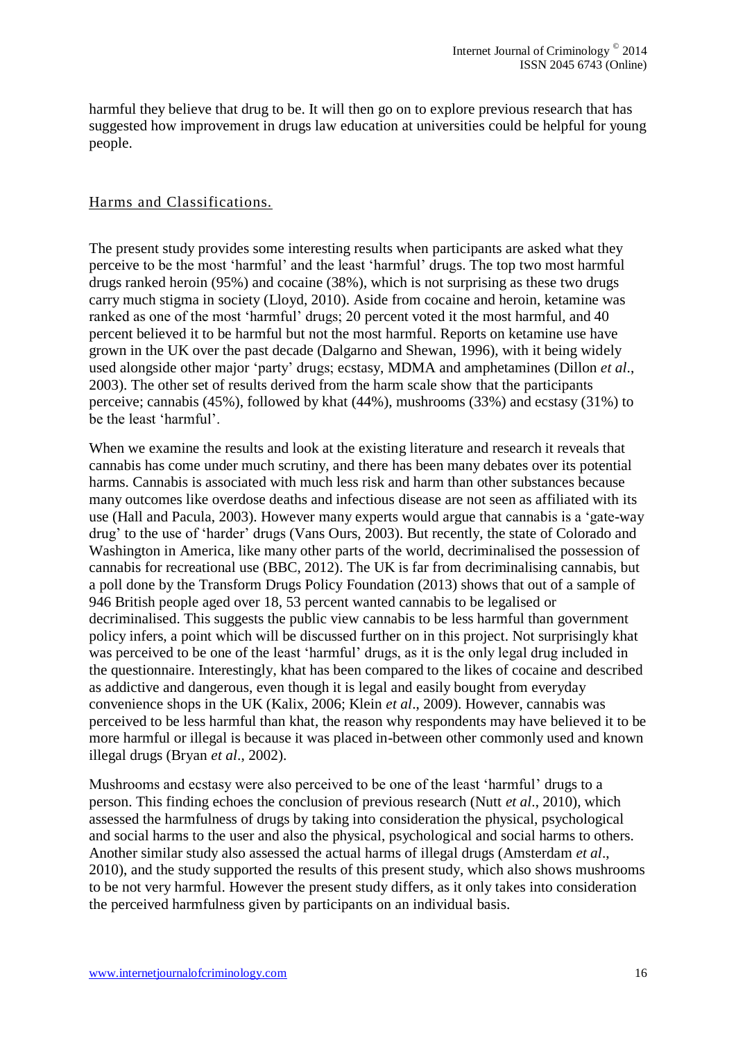harmful they believe that drug to be. It will then go on to explore previous research that has suggested how improvement in drugs law education at universities could be helpful for young people.

## Harms and Classifications.

The present study provides some interesting results when participants are asked what they perceive to be the most 'harmful' and the least 'harmful' drugs. The top two most harmful drugs ranked heroin (95%) and cocaine (38%), which is not surprising as these two drugs carry much stigma in society (Lloyd, 2010). Aside from cocaine and heroin, ketamine was ranked as one of the most 'harmful' drugs; 20 percent voted it the most harmful, and 40 percent believed it to be harmful but not the most harmful. Reports on ketamine use have grown in the UK over the past decade (Dalgarno and Shewan, 1996), with it being widely used alongside other major 'party' drugs; ecstasy, MDMA and amphetamines (Dillon *et al*., 2003). The other set of results derived from the harm scale show that the participants perceive; cannabis (45%), followed by khat (44%), mushrooms (33%) and ecstasy (31%) to be the least 'harmful'.

When we examine the results and look at the existing literature and research it reveals that cannabis has come under much scrutiny, and there has been many debates over its potential harms. Cannabis is associated with much less risk and harm than other substances because many outcomes like overdose deaths and infectious disease are not seen as affiliated with its use (Hall and Pacula, 2003). However many experts would argue that cannabis is a 'gate-way drug' to the use of 'harder' drugs (Vans Ours, 2003). But recently, the state of Colorado and Washington in America, like many other parts of the world, decriminalised the possession of cannabis for recreational use (BBC, 2012). The UK is far from decriminalising cannabis, but a poll done by the Transform Drugs Policy Foundation (2013) shows that out of a sample of 946 British people aged over 18, 53 percent wanted cannabis to be legalised or decriminalised. This suggests the public view cannabis to be less harmful than government policy infers, a point which will be discussed further on in this project. Not surprisingly khat was perceived to be one of the least 'harmful' drugs, as it is the only legal drug included in the questionnaire. Interestingly, khat has been compared to the likes of cocaine and described as addictive and dangerous, even though it is legal and easily bought from everyday convenience shops in the UK (Kalix, 2006; Klein *et al*., 2009). However, cannabis was perceived to be less harmful than khat, the reason why respondents may have believed it to be more harmful or illegal is because it was placed in-between other commonly used and known illegal drugs (Bryan *et al*., 2002).

Mushrooms and ecstasy were also perceived to be one of the least 'harmful' drugs to a person. This finding echoes the conclusion of previous research (Nutt *et al*., 2010), which assessed the harmfulness of drugs by taking into consideration the physical, psychological and social harms to the user and also the physical, psychological and social harms to others. Another similar study also assessed the actual harms of illegal drugs (Amsterdam *et al*., 2010), and the study supported the results of this present study, which also shows mushrooms to be not very harmful. However the present study differs, as it only takes into consideration the perceived harmfulness given by participants on an individual basis.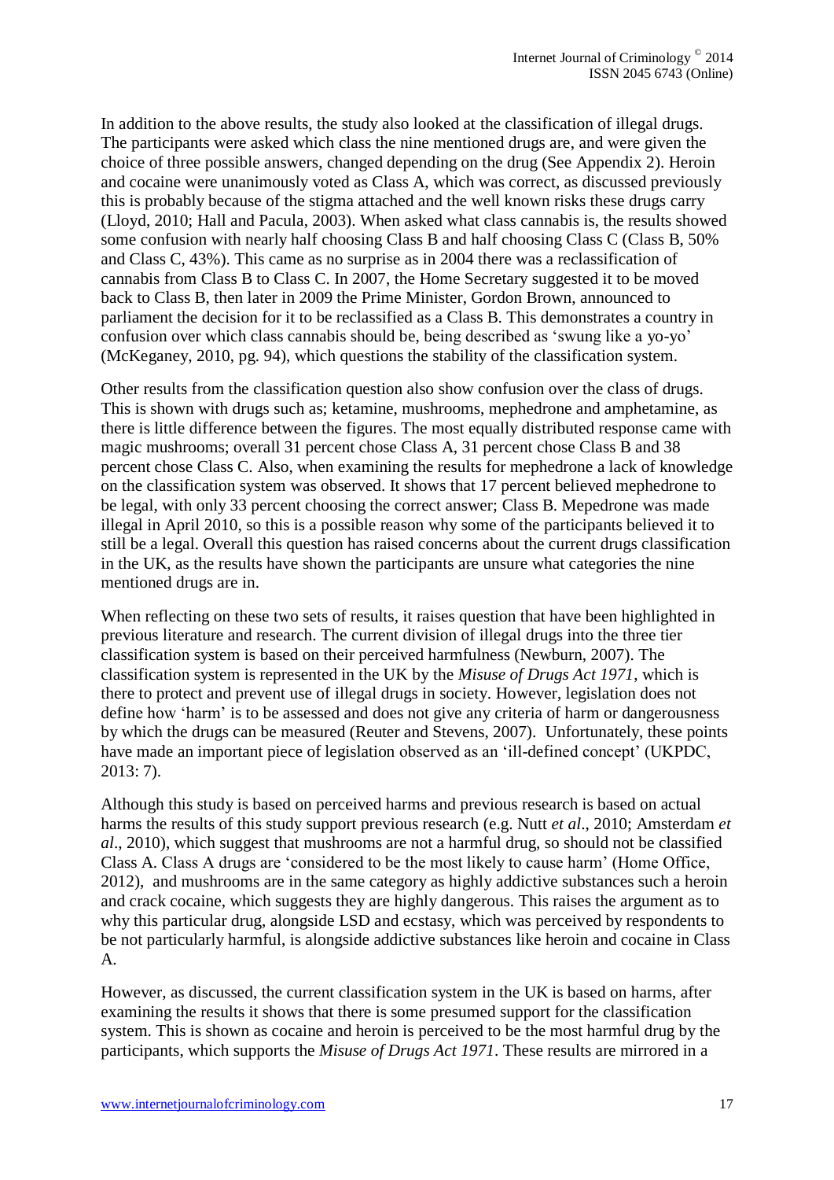In addition to the above results, the study also looked at the classification of illegal drugs. The participants were asked which class the nine mentioned drugs are, and were given the choice of three possible answers, changed depending on the drug (See Appendix 2). Heroin and cocaine were unanimously voted as Class A, which was correct, as discussed previously this is probably because of the stigma attached and the well known risks these drugs carry (Lloyd, 2010; Hall and Pacula, 2003). When asked what class cannabis is, the results showed some confusion with nearly half choosing Class B and half choosing Class C (Class B, 50% and Class C, 43%). This came as no surprise as in 2004 there was a reclassification of cannabis from Class B to Class C. In 2007, the Home Secretary suggested it to be moved back to Class B, then later in 2009 the Prime Minister, Gordon Brown, announced to parliament the decision for it to be reclassified as a Class B. This demonstrates a country in confusion over which class cannabis should be, being described as 'swung like a yo-yo' (McKeganey, 2010, pg. 94), which questions the stability of the classification system.

Other results from the classification question also show confusion over the class of drugs. This is shown with drugs such as; ketamine, mushrooms, mephedrone and amphetamine, as there is little difference between the figures. The most equally distributed response came with magic mushrooms; overall 31 percent chose Class A, 31 percent chose Class B and 38 percent chose Class C. Also, when examining the results for mephedrone a lack of knowledge on the classification system was observed. It shows that 17 percent believed mephedrone to be legal, with only 33 percent choosing the correct answer; Class B. Mepedrone was made illegal in April 2010, so this is a possible reason why some of the participants believed it to still be a legal. Overall this question has raised concerns about the current drugs classification in the UK, as the results have shown the participants are unsure what categories the nine mentioned drugs are in.

When reflecting on these two sets of results, it raises question that have been highlighted in previous literature and research. The current division of illegal drugs into the three tier classification system is based on their perceived harmfulness (Newburn, 2007). The classification system is represented in the UK by the *Misuse of Drugs Act 1971*, which is there to protect and prevent use of illegal drugs in society. However, legislation does not define how 'harm' is to be assessed and does not give any criteria of harm or dangerousness by which the drugs can be measured (Reuter and Stevens, 2007). Unfortunately, these points have made an important piece of legislation observed as an 'ill-defined concept' (UKPDC, 2013: 7).

Although this study is based on perceived harms and previous research is based on actual harms the results of this study support previous research (e.g. Nutt *et al*., 2010; Amsterdam *et al*., 2010), which suggest that mushrooms are not a harmful drug, so should not be classified Class A. Class A drugs are 'considered to be the most likely to cause harm' (Home Office, 2012), and mushrooms are in the same category as highly addictive substances such a heroin and crack cocaine, which suggests they are highly dangerous. This raises the argument as to why this particular drug, alongside LSD and ecstasy, which was perceived by respondents to be not particularly harmful, is alongside addictive substances like heroin and cocaine in Class A.

However, as discussed, the current classification system in the UK is based on harms, after examining the results it shows that there is some presumed support for the classification system. This is shown as cocaine and heroin is perceived to be the most harmful drug by the participants, which supports the *Misuse of Drugs Act 1971*. These results are mirrored in a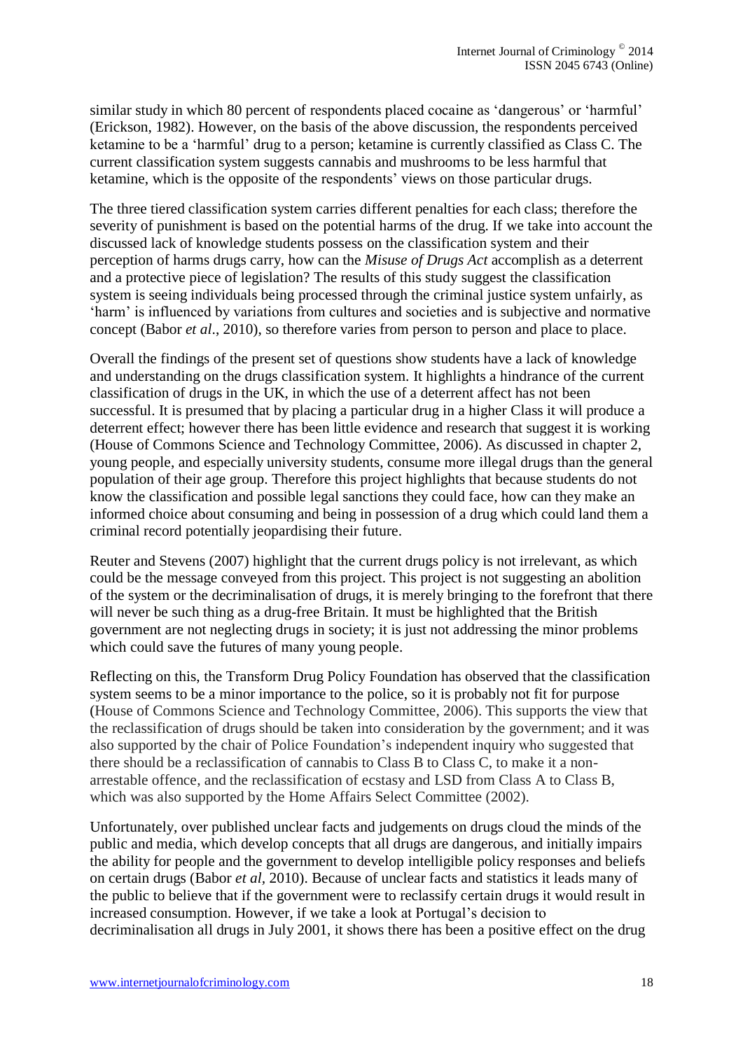similar study in which 80 percent of respondents placed cocaine as 'dangerous' or 'harmful' (Erickson, 1982). However, on the basis of the above discussion, the respondents perceived ketamine to be a 'harmful' drug to a person; ketamine is currently classified as Class C. The current classification system suggests cannabis and mushrooms to be less harmful that ketamine, which is the opposite of the respondents' views on those particular drugs.

The three tiered classification system carries different penalties for each class; therefore the severity of punishment is based on the potential harms of the drug. If we take into account the discussed lack of knowledge students possess on the classification system and their perception of harms drugs carry, how can the *Misuse of Drugs Act* accomplish as a deterrent and a protective piece of legislation? The results of this study suggest the classification system is seeing individuals being processed through the criminal justice system unfairly, as 'harm' is influenced by variations from cultures and societies and is subjective and normative concept (Babor *et al*., 2010), so therefore varies from person to person and place to place.

Overall the findings of the present set of questions show students have a lack of knowledge and understanding on the drugs classification system. It highlights a hindrance of the current classification of drugs in the UK, in which the use of a deterrent affect has not been successful. It is presumed that by placing a particular drug in a higher Class it will produce a deterrent effect; however there has been little evidence and research that suggest it is working (House of Commons Science and Technology Committee, 2006). As discussed in chapter 2, young people, and especially university students, consume more illegal drugs than the general population of their age group. Therefore this project highlights that because students do not know the classification and possible legal sanctions they could face, how can they make an informed choice about consuming and being in possession of a drug which could land them a criminal record potentially jeopardising their future.

Reuter and Stevens (2007) highlight that the current drugs policy is not irrelevant, as which could be the message conveyed from this project. This project is not suggesting an abolition of the system or the decriminalisation of drugs, it is merely bringing to the forefront that there will never be such thing as a drug-free Britain. It must be highlighted that the British government are not neglecting drugs in society; it is just not addressing the minor problems which could save the futures of many young people.

Reflecting on this, the Transform Drug Policy Foundation has observed that the classification system seems to be a minor importance to the police, so it is probably not fit for purpose (House of Commons Science and Technology Committee, 2006). This supports the view that the reclassification of drugs should be taken into consideration by the government; and it was also supported by the chair of Police Foundation's independent inquiry who suggested that there should be a reclassification of cannabis to Class B to Class C, to make it a non-arrestable offence, and the reclassification of ecstasy and LSD from Class A to Class B, which was also supported by the Home Affairs Select Committee (2002).

Unfortunately, over published unclear facts and judgements on drugs cloud the minds of the public and media, which develop concepts that all drugs are dangerous, and initially impairs the ability for people and the government to develop intelligible policy responses and beliefs on certain drugs (Babor *et al*, 2010). Because of unclear facts and statistics it leads many of the public to believe that if the government were to reclassify certain drugs it would result in increased consumption. However, if we take a look at Portugal's decision to decriminalisation all drugs in July 2001, it shows there has been a positive effect on the drug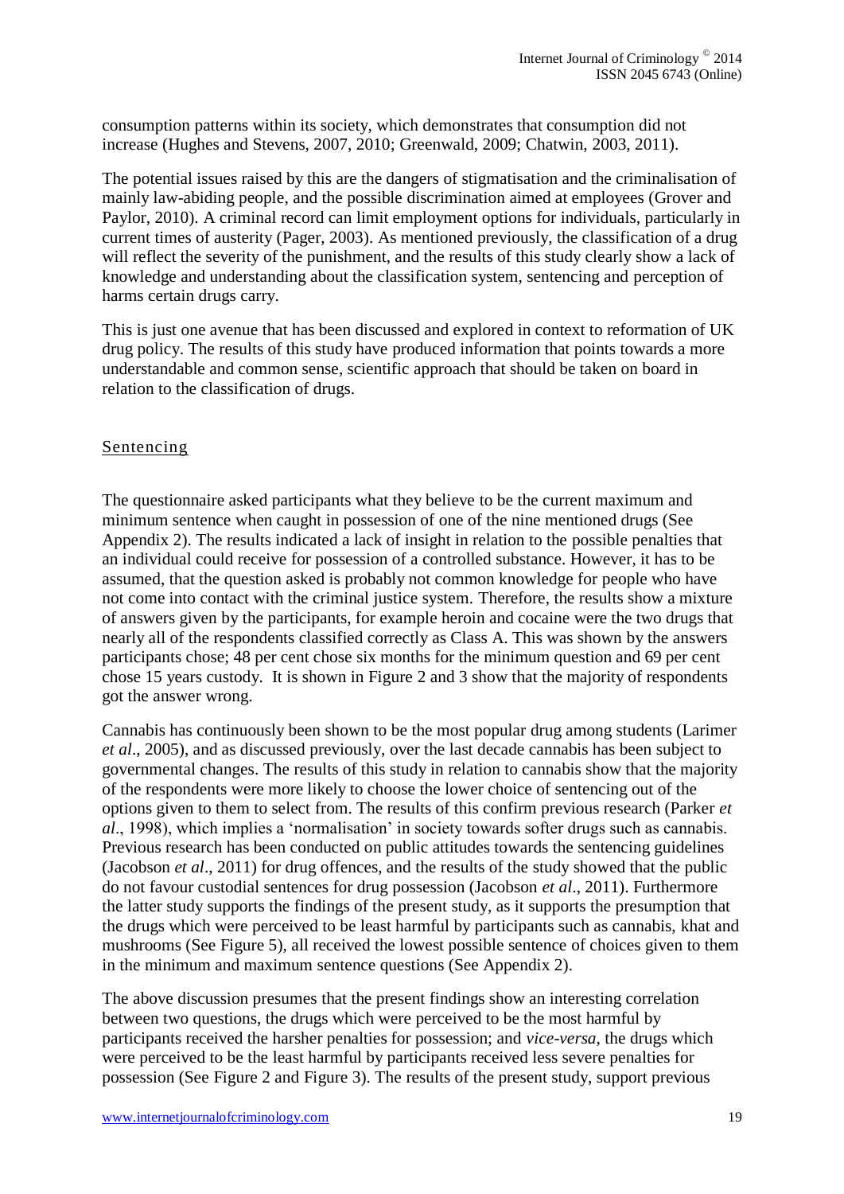consumption patterns within its society, which demonstrates that consumption did not increase (Hughes and Stevens, 2007, 2010; Greenwald, 2009; Chatwin, 2003, 2011).

The potential issues raised by this are the dangers of stigmatisation and the criminalisation of mainly law-abiding people, and the possible discrimination aimed at employees (Grover and Paylor, 2010). A criminal record can limit employment options for individuals, particularly in current times of austerity (Pager, 2003). As mentioned previously, the classification of a drug will reflect the severity of the punishment, and the results of this study clearly show a lack of knowledge and understanding about the classification system, sentencing and perception of harms certain drugs carry.

This is just one avenue that has been discussed and explored in context to reformation of UK drug policy. The results of this study have produced information that points towards a more understandable and common sense, scientific approach that should be taken on board in relation to the classification of drugs.

## Sentencing

The questionnaire asked participants what they believe to be the current maximum and minimum sentence when caught in possession of one of the nine mentioned drugs (See Appendix 2). The results indicated a lack of insight in relation to the possible penalties that an individual could receive for possession of a controlled substance. However, it has to be assumed, that the question asked is probably not common knowledge for people who have not come into contact with the criminal justice system. Therefore, the results show a mixture of answers given by the participants, for example heroin and cocaine were the two drugs that nearly all of the respondents classified correctly as Class A. This was shown by the answers participants chose; 48 per cent chose six months for the minimum question and 69 per cent chose 15 years custody. It is shown in Figure 2 and 3 show that the majority of respondents got the answer wrong.

Cannabis has continuously been shown to be the most popular drug among students (Larimer *et al*., 2005), and as discussed previously, over the last decade cannabis has been subject to governmental changes. The results of this study in relation to cannabis show that the majority of the respondents were more likely to choose the lower choice of sentencing out of the options given to them to select from. The results of this confirm previous research (Parker *et al*., 1998), which implies a 'normalisation' in society towards softer drugs such as cannabis. Previous research has been conducted on public attitudes towards the sentencing guidelines (Jacobson *et al*., 2011) for drug offences, and the results of the study showed that the public do not favour custodial sentences for drug possession (Jacobson *et al*., 2011). Furthermore the latter study supports the findings of the present study, as it supports the presumption that the drugs which were perceived to be least harmful by participants such as cannabis, khat and mushrooms (See Figure 5), all received the lowest possible sentence of choices given to them in the minimum and maximum sentence questions (See Appendix 2).

The above discussion presumes that the present findings show an interesting correlation between two questions, the drugs which were perceived to be the most harmful by participants received the harsher penalties for possession; and *vice-versa*, the drugs which were perceived to be the least harmful by participants received less severe penalties for possession (See Figure 2 and Figure 3). The results of the present study, support previous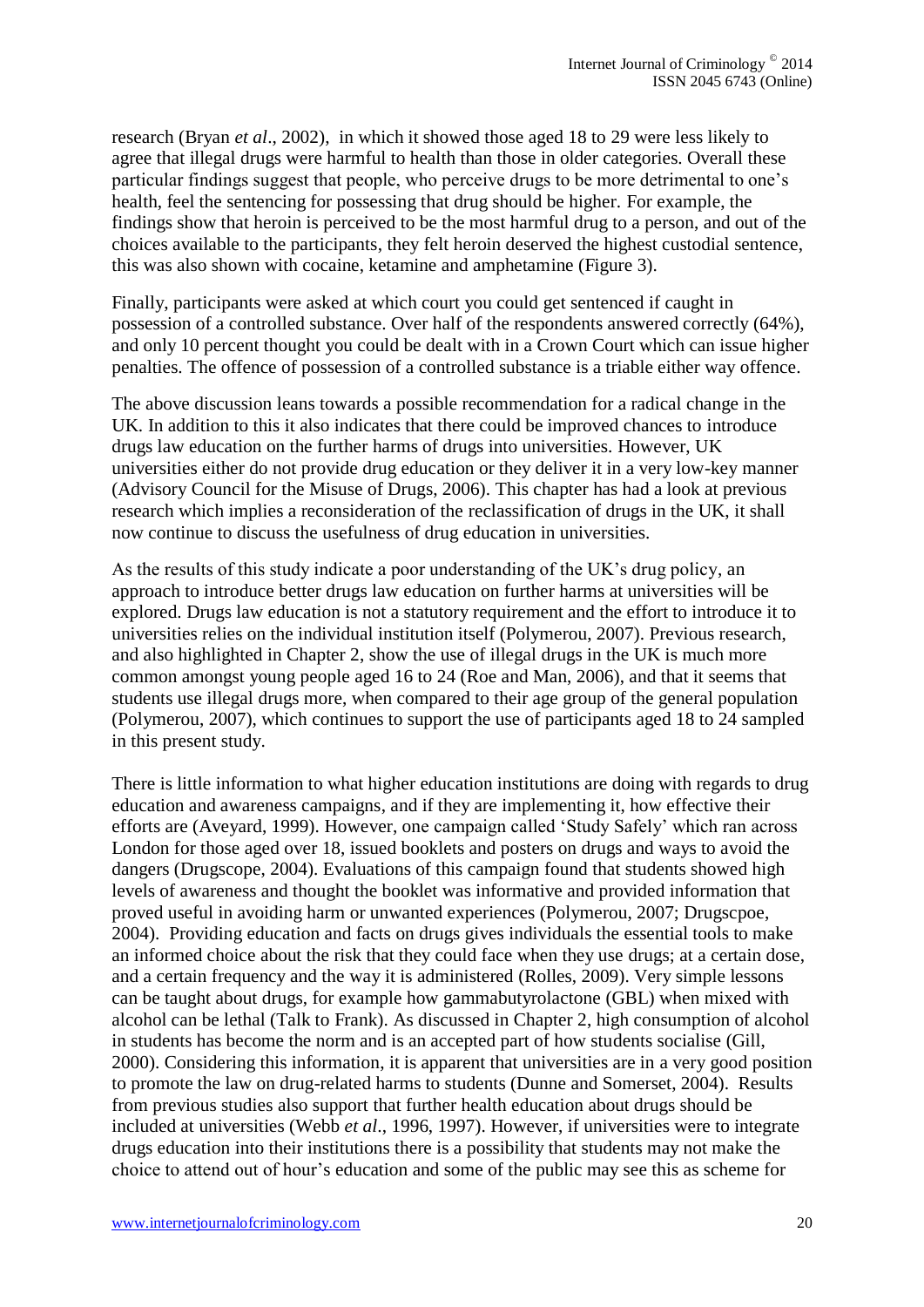research (Bryan *et al*., 2002), in which it showed those aged 18 to 29 were less likely to agree that illegal drugs were harmful to health than those in older categories. Overall these particular findings suggest that people, who perceive drugs to be more detrimental to one's health, feel the sentencing for possessing that drug should be higher. For example, the findings show that heroin is perceived to be the most harmful drug to a person, and out of the choices available to the participants, they felt heroin deserved the highest custodial sentence, this was also shown with cocaine, ketamine and amphetamine (Figure 3).

Finally, participants were asked at which court you could get sentenced if caught in possession of a controlled substance. Over half of the respondents answered correctly (64%), and only 10 percent thought you could be dealt with in a Crown Court which can issue higher penalties. The offence of possession of a controlled substance is a triable either way offence.

The above discussion leans towards a possible recommendation for a radical change in the UK. In addition to this it also indicates that there could be improved chances to introduce drugs law education on the further harms of drugs into universities. However, UK universities either do not provide drug education or they deliver it in a very low-key manner (Advisory Council for the Misuse of Drugs, 2006). This chapter has had a look at previous research which implies a reconsideration of the reclassification of drugs in the UK, it shall now continue to discuss the usefulness of drug education in universities.

As the results of this study indicate a poor understanding of the UK's drug policy, an approach to introduce better drugs law education on further harms at universities will be explored. Drugs law education is not a statutory requirement and the effort to introduce it to universities relies on the individual institution itself (Polymerou, 2007). Previous research, and also highlighted in Chapter 2, show the use of illegal drugs in the UK is much more common amongst young people aged 16 to 24 (Roe and Man, 2006), and that it seems that students use illegal drugs more, when compared to their age group of the general population (Polymerou, 2007), which continues to support the use of participants aged 18 to 24 sampled in this present study.

There is little information to what higher education institutions are doing with regards to drug education and awareness campaigns, and if they are implementing it, how effective their efforts are (Aveyard, 1999). However, one campaign called 'Study Safely' which ran across London for those aged over 18, issued booklets and posters on drugs and ways to avoid the dangers (Drugscope, 2004). Evaluations of this campaign found that students showed high levels of awareness and thought the booklet was informative and provided information that proved useful in avoiding harm or unwanted experiences (Polymerou, 2007; Drugscpoe, 2004). Providing education and facts on drugs gives individuals the essential tools to make an informed choice about the risk that they could face when they use drugs; at a certain dose, and a certain frequency and the way it is administered (Rolles, 2009). Very simple lessons can be taught about drugs, for example how gammabutyrolactone (GBL) when mixed with alcohol can be lethal (Talk to Frank). As discussed in Chapter 2, high consumption of alcohol in students has become the norm and is an accepted part of how students socialise (Gill, 2000). Considering this information, it is apparent that universities are in a very good position to promote the law on drug-related harms to students (Dunne and Somerset, 2004). Results from previous studies also support that further health education about drugs should be included at universities (Webb *et al*., 1996, 1997). However, if universities were to integrate drugs education into their institutions there is a possibility that students may not make the choice to attend out of hour's education and some of the public may see this as scheme for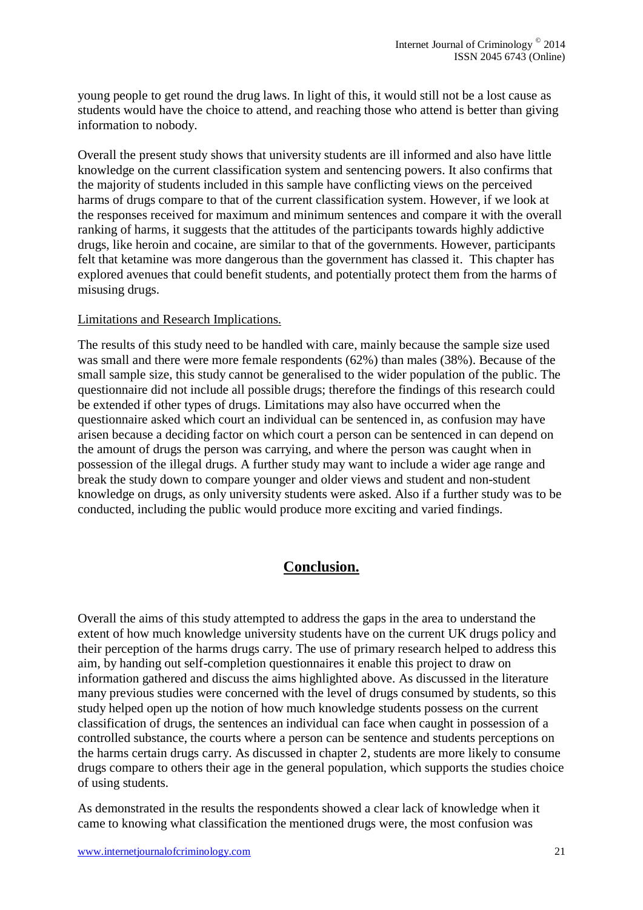young people to get round the drug laws. In light of this, it would still not be a lost cause as students would have the choice to attend, and reaching those who attend is better than giving information to nobody.

Overall the present study shows that university students are ill informed and also have little knowledge on the current classification system and sentencing powers. It also confirms that the majority of students included in this sample have conflicting views on the perceived harms of drugs compare to that of the current classification system. However, if we look at the responses received for maximum and minimum sentences and compare it with the overall ranking of harms, it suggests that the attitudes of the participants towards highly addictive drugs, like heroin and cocaine, are similar to that of the governments. However, participants felt that ketamine was more dangerous than the government has classed it. This chapter has explored avenues that could benefit students, and potentially protect them from the harms of misusing drugs.

Limitations and Research Implications.

The results of this study need to be handled with care, mainly because the sample size used was small and there were more female respondents (62%) than males (38%). Because of the small sample size, this study cannot be generalised to the wider population of the public. The questionnaire did not include all possible drugs; therefore the findings of this research could be extended if other types of drugs. Limitations may also have occurred when the questionnaire asked which court an individual can be sentenced in, as confusion may have arisen because a deciding factor on which court a person can be sentenced in can depend on the amount of drugs the person was carrying, and where the person was caught when in possession of the illegal drugs. A further study may want to include a wider age range and break the study down to compare younger and older views and student and non-student knowledge on drugs, as only university students were asked. Also if a further study was to be conducted, including the public would produce more exciting and varied findings.

## Conclusion.

Overall the aims of this study attempted to address the gaps in the area to understand the extent of how much knowledge university students have on the current UK drugs policy and their perception of the harms drugs carry. The use of primary research helped to address this aim, by handing out self-completion questionnaires it enable this project to draw on information gathered and discuss the aims highlighted above. As discussed in the literature many previous studies were concerned with the level of drugs consumed by students, so this study helped open up the notion of how much knowledge students possess on the current classification of drugs, the sentences an individual can face when caught in possession of a controlled substance, the courts where a person can be sentence and students perceptions on the harms certain drugs carry. As discussed in chapter 2, students are more likely to consume drugs compare to others their age in the general population, which supports the studies choice of using students.

As demonstrated in the results the respondents showed a clear lack of knowledge when it came to knowing what classification the mentioned drugs were, the most confusion was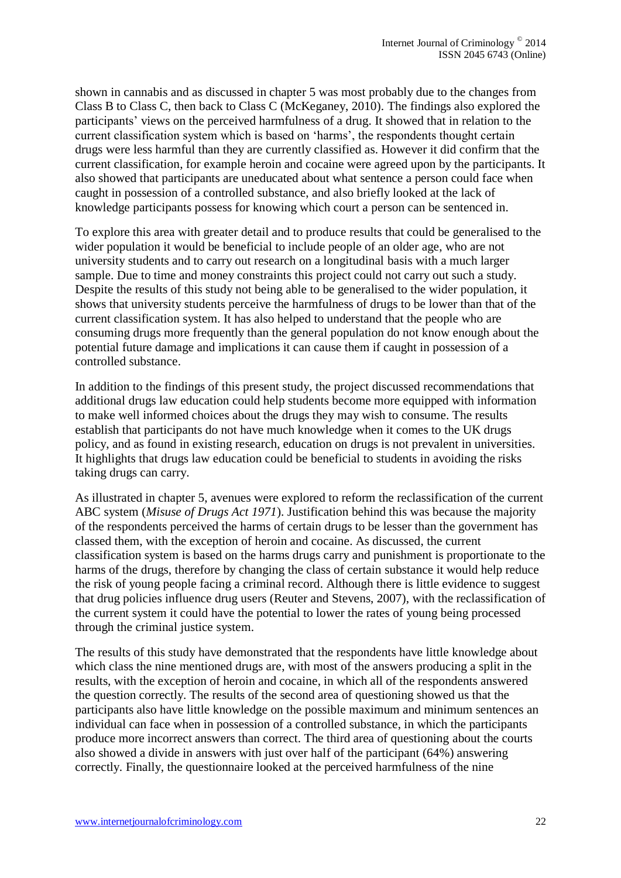shown in cannabis and as discussed in chapter 5 was most probably due to the changes from Class B to Class C, then back to Class C (McKeganey, 2010). The findings also explored the participants' views on the perceived harmfulness of a drug. It showed that in relation to the current classification system which is based on 'harms', the respondents thought certain drugs were less harmful than they are currently classified as. However it did confirm that the current classification, for example heroin and cocaine were agreed upon by the participants. It also showed that participants are uneducated about what sentence a person could face when caught in possession of a controlled substance, and also briefly looked at the lack of knowledge participants possess for knowing which court a person can be sentenced in.

To explore this area with greater detail and to produce results that could be generalised to the wider population it would be beneficial to include people of an older age, who are not university students and to carry out research on a longitudinal basis with a much larger sample. Due to time and money constraints this project could not carry out such a study. Despite the results of this study not being able to be generalised to the wider population, it shows that university students perceive the harmfulness of drugs to be lower than that of the current classification system. It has also helped to understand that the people who are consuming drugs more frequently than the general population do not know enough about the potential future damage and implications it can cause them if caught in possession of a controlled substance.

In addition to the findings of this present study, the project discussed recommendations that additional drugs law education could help students become more equipped with information to make well informed choices about the drugs they may wish to consume. The results establish that participants do not have much knowledge when it comes to the UK drugs policy, and as found in existing research, education on drugs is not prevalent in universities. It highlights that drugs law education could be beneficial to students in avoiding the risks taking drugs can carry.

As illustrated in chapter 5, avenues were explored to reform the reclassification of the current ABC system (*Misuse of Drugs Act 1971*). Justification behind this was because the majority of the respondents perceived the harms of certain drugs to be lesser than the government has classed them, with the exception of heroin and cocaine. As discussed, the current classification system is based on the harms drugs carry and punishment is proportionate to the harms of the drugs, therefore by changing the class of certain substance it would help reduce the risk of young people facing a criminal record. Although there is little evidence to suggest that drug policies influence drug users (Reuter and Stevens, 2007), with the reclassification of the current system it could have the potential to lower the rates of young being processed through the criminal justice system.

The results of this study have demonstrated that the respondents have little knowledge about which class the nine mentioned drugs are, with most of the answers producing a split in the results, with the exception of heroin and cocaine, in which all of the respondents answered the question correctly. The results of the second area of questioning showed us that the participants also have little knowledge on the possible maximum and minimum sentences an individual can face when in possession of a controlled substance, in which the participants produce more incorrect answers than correct. The third area of questioning about the courts also showed a divide in answers with just over half of the participant (64%) answering correctly. Finally, the questionnaire looked at the perceived harmfulness of the nine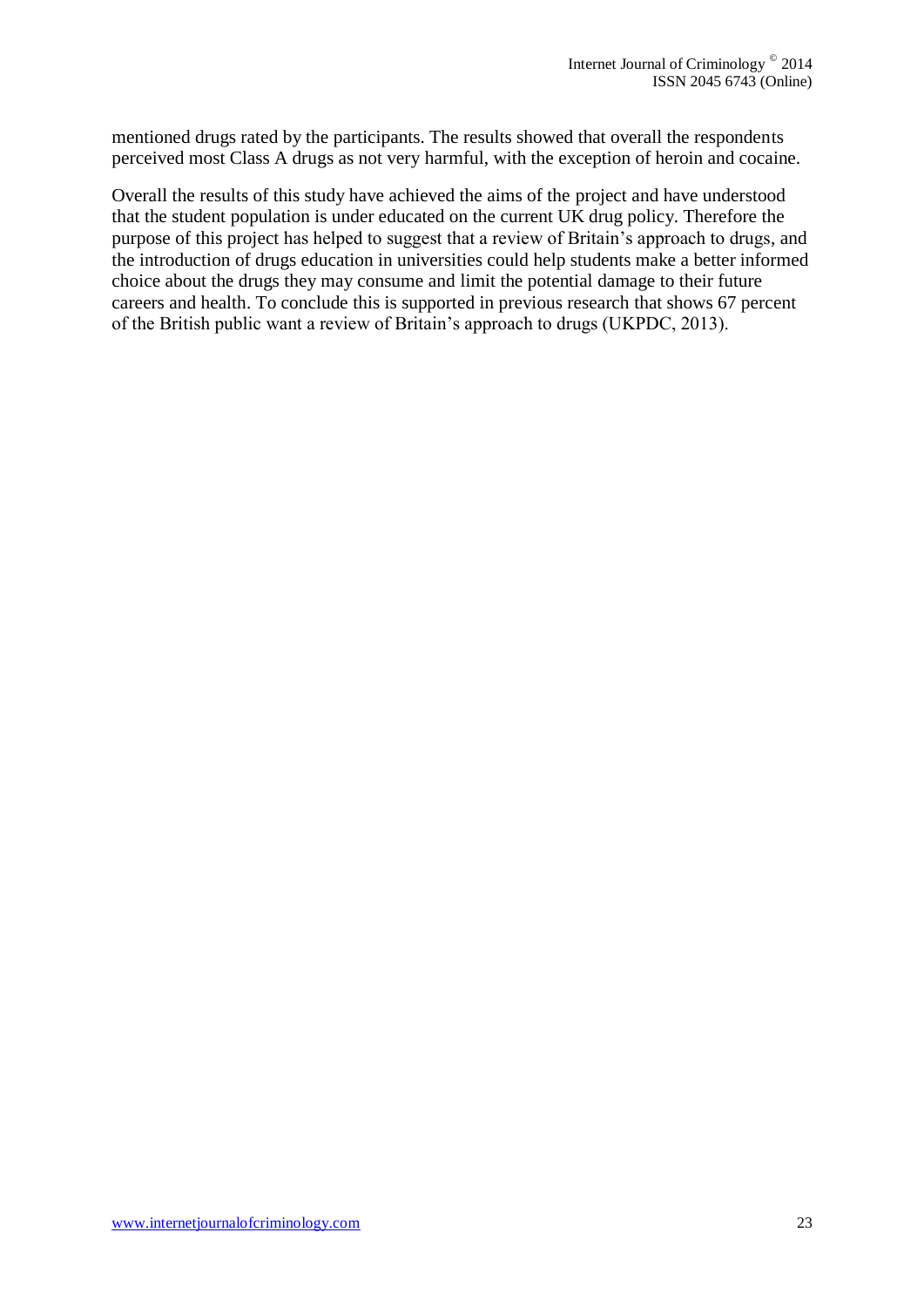mentioned drugs rated by the participants. The results showed that overall the respondents perceived most Class A drugs as not very harmful, with the exception of heroin and cocaine.

Overall the results of this study have achieved the aims of the project and have understood that the student population is under educated on the current UK drug policy. Therefore the purpose of this project has helped to suggest that a review of Britain's approach to drugs, and the introduction of drugs education in universities could help students make a better informed choice about the drugs they may consume and limit the potential damage to their future careers and health. To conclude this is supported in previous research that shows 67 percent of the British public want a review of Britain's approach to drugs (UKPDC, 2013).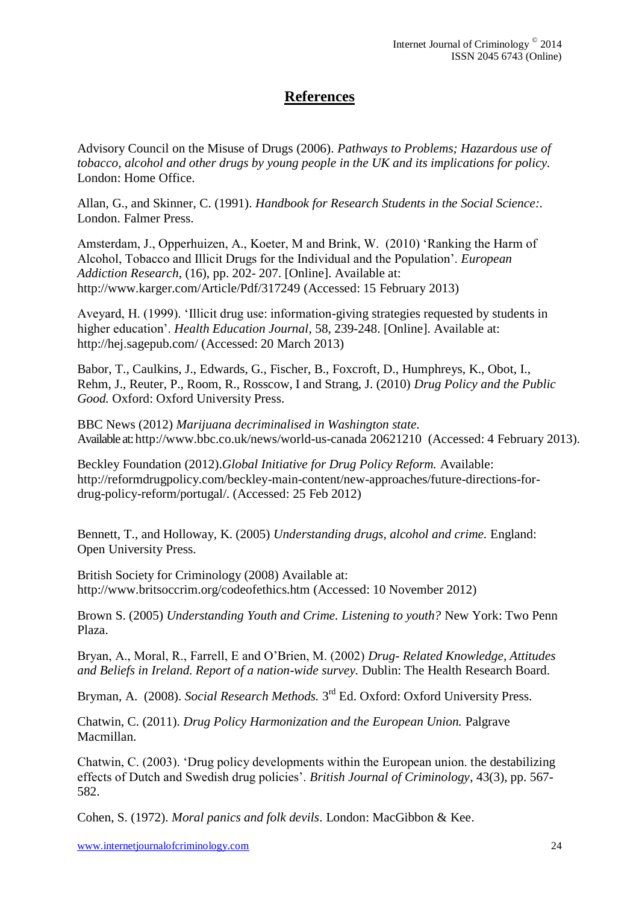# **References**

Advisory Council on the Misuse of Drugs (2006). *Pathways to Problems; Hazardous use of tobacco, alcohol and other drugs by young people in the UK and its implications for policy.* London: Home Office.

Allan, G., and Skinner, C. (1991). *Handbook for Research Students in the Social Science:.* London. Falmer Press.

Amsterdam, J., Opperhuizen, A., Koeter, M and Brink, W. (2010) 'Ranking the Harm of Alcohol, Tobacco and Illicit Drugs for the Individual and the Population'. *European Addiction Research*, (16), pp. 202- 207. [Online]. Available at: http://www.karger.com/Article/Pdf/317249 (Accessed: 15 February 2013)

Aveyard, H. (1999). 'Illicit drug use: information-giving strategies requested by students in higher education'. *Health Education Journal*, 58, 239-248. [Online]. Available at: http://hej.sagepub.com/ (Accessed: 20 March 2013)

Babor, T., Caulkins, J., Edwards, G., Fischer, B., Foxcroft, D., Humphreys, K., Obot, I., Rehm, J., Reuter, P., Room, R., Rosscow, I and Strang, J. (2010) *Drug Policy and the Public Good.* Oxford: Oxford University Press.

BBC News (2012) *Marijuana decriminalised in Washington state.* Available at: http://www.bbc.co.uk/news/world-us-canada 20621210 (Accessed: 4 February 2013).

Beckley Foundation (2012).*Global Initiative for Drug Policy Reform.* Available: http://reformdrugpolicy.com/beckley-main-content/new-approaches/future-directions-for-drug-policy-reform/portugal/. (Accessed: 25 Feb 2012)

Bennett, T., and Holloway, K. (2005) *Understanding drugs, alcohol and crime.* England: Open University Press.

British Society for Criminology (2008) Available at: http://www.britsoccrim.org/codeofethics.htm (Accessed: 10 November 2012)

Brown S. (2005) *Understanding Youth and Crime. Listening to youth?* New York: Two Penn Plaza.

Bryan, A., Moral, R., Farrell, E and O'Brien, M. (2002) *Drug- Related Knowledge, Attitudes and Beliefs in Ireland. Report of a nation-wide survey.* Dublin: The Health Research Board.

Bryman, A. (2008). *Social Research Methods.* 3rd Ed. Oxford: Oxford University Press.

Chatwin, C. (2011). *Drug Policy Harmonization and the European Union.* Palgrave Macmillan.

Chatwin, C. (2003). 'Drug policy developments within the European union. the destabilizing effects of Dutch and Swedish drug policies'. *British Journal of Criminology*, 43(3), pp. 567-582.

Cohen, S. (1972). *Moral panics and folk devils*. London: MacGibbon & Kee.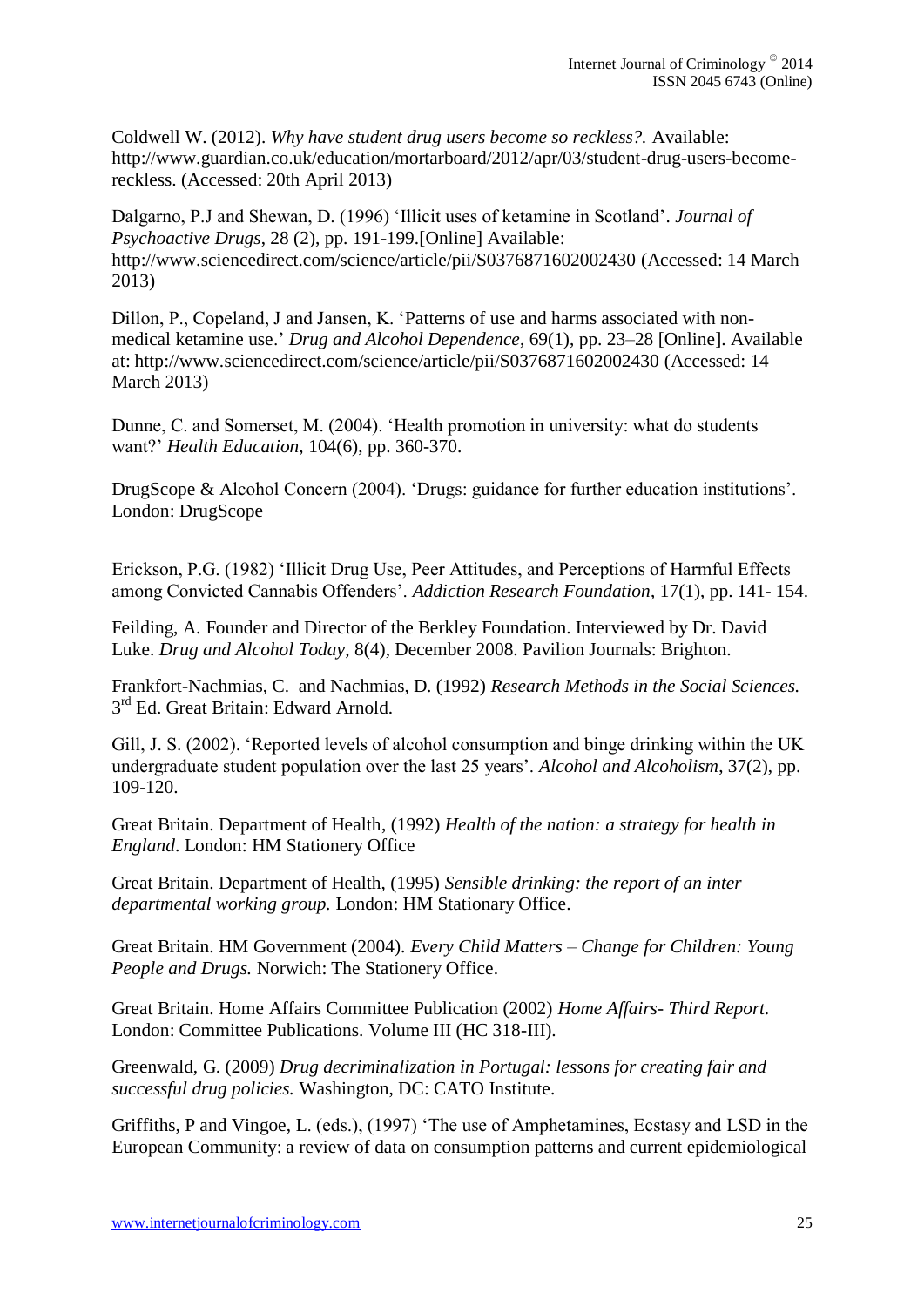Coldwell W. (2012). *Why have student drug users become so reckless?.* Available: http://www.guardian.co.uk/education/mortarboard/2012/apr/03/student-drug-users-become-reckless. (Accessed: 20th April 2013)

Dalgarno, P.J and Shewan, D. (1996) 'Illicit uses of ketamine in Scotland'. *Journal of Psychoactive Drugs*, 28 (2), pp. 191-199.[Online] Available: http://www.sciencedirect.com/science/article/pii/S0376871602002430 (Accessed: 14 March 2013)

Dillon, P., Copeland, J and Jansen, K. 'Patterns of use and harms associated with non-medical ketamine use.' *Drug and Alcohol Dependence*, 69(1), pp. 23–28 [Online]. Available at: http://www.sciencedirect.com/science/article/pii/S0376871602002430 (Accessed: 14 March 2013)

Dunne, C. and Somerset, M. (2004). 'Health promotion in university: what do students want?' *Health Education,* 104(6), pp. 360-370.

DrugScope & Alcohol Concern (2004). 'Drugs: guidance for further education institutions'. London: DrugScope

Erickson, P.G. (1982) 'Illicit Drug Use, Peer Attitudes, and Perceptions of Harmful Effects among Convicted Cannabis Offenders'. *Addiction Research Foundation*, 17(1), pp. 141- 154.

Feilding, A. Founder and Director of the Berkley Foundation. Interviewed by Dr. David Luke. *Drug and Alcohol Today*, 8(4), December 2008. Pavilion Journals: Brighton.

Frankfort-Nachmias, C. and Nachmias, D. (1992) *Research Methods in the Social Sciences.* 3rd Ed. Great Britain: Edward Arnold.

Gill, J. S. (2002). 'Reported levels of alcohol consumption and binge drinking within the UK undergraduate student population over the last 25 years'. *Alcohol and Alcoholism,* 37(2), pp. 109-120.

Great Britain. Department of Health, (1992) *Health of the nation: a strategy for health in England*. London: HM Stationery Office

Great Britain. Department of Health, (1995) *Sensible drinking: the report of an inter departmental working group.* London: HM Stationary Office.

Great Britain. HM Government (2004). *Every Child Matters – Change for Children: Young People and Drugs.* Norwich: The Stationery Office.

Great Britain. Home Affairs Committee Publication (2002) *Home Affairs- Third Report.* London: Committee Publications. Volume III (HC 318-III).

Greenwald, G. (2009) *Drug decriminalization in Portugal: lessons for creating fair and successful drug policies.* Washington, DC: CATO Institute.

Griffiths, P and Vingoe, L. (eds.), (1997) 'The use of Amphetamines, Ecstasy and LSD in the European Community: a review of data on consumption patterns and current epidemiological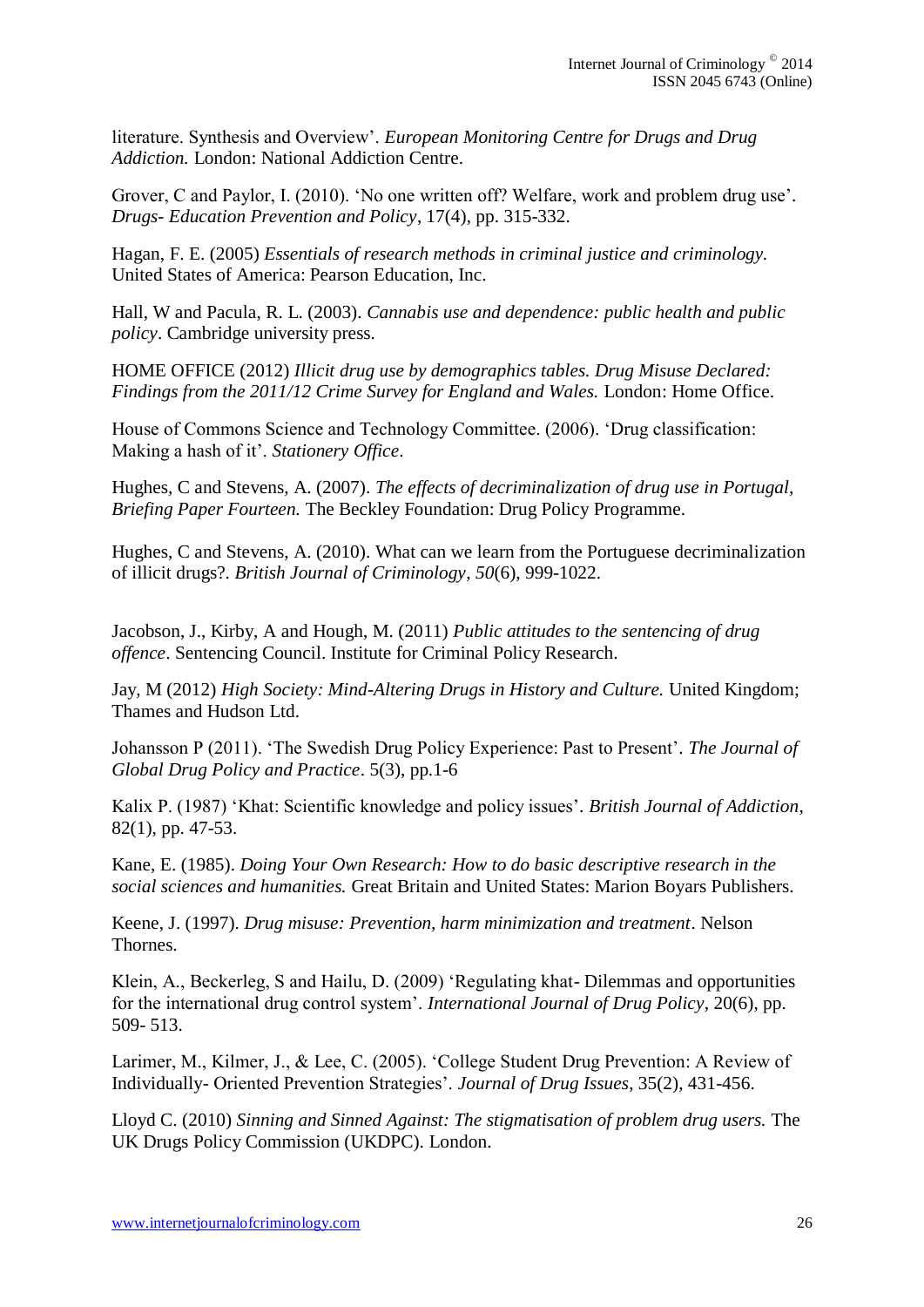literature. Synthesis and Overview'. *European Monitoring Centre for Drugs and Drug Addiction.* London: National Addiction Centre.

Grover, C and Paylor, I. (2010). 'No one written off? Welfare, work and problem drug use'. *Drugs- Education Prevention and Policy*, 17(4), pp. 315-332.

Hagan, F. E. (2005) *Essentials of research methods in criminal justice and criminology.* United States of America: Pearson Education, Inc.

Hall, W and Pacula, R. L. (2003). *Cannabis use and dependence: public health and public policy*. Cambridge university press.

HOME OFFICE (2012) *Illicit drug use by demographics tables. Drug Misuse Declared: Findings from the 2011/12 Crime Survey for England and Wales.* London: Home Office.

House of Commons Science and Technology Committee. (2006). 'Drug classification: Making a hash of it'. *Stationery Office*.

Hughes, C and Stevens, A. (2007). *The effects of decriminalization of drug use in Portugal, Briefing Paper Fourteen.* The Beckley Foundation: Drug Policy Programme.

Hughes, C and Stevens, A. (2010). What can we learn from the Portuguese decriminalization of illicit drugs?. *British Journal of Criminology*, *50*(6), 999-1022.

Jacobson, J., Kirby, A and Hough, M. (2011) *Public attitudes to the sentencing of drug offence*. Sentencing Council. Institute for Criminal Policy Research.

Jay, M (2012) *High Society: Mind-Altering Drugs in History and Culture.* United Kingdom; Thames and Hudson Ltd.

Johansson P (2011). 'The Swedish Drug Policy Experience: Past to Present'. *The Journal of Global Drug Policy and Practice*. 5(3), pp.1-6

Kalix P. (1987) 'Khat: Scientific knowledge and policy issues'. *British Journal of Addiction*, 82(1), pp. 47-53.

Kane, E. (1985). *Doing Your Own Research: How to do basic descriptive research in the social sciences and humanities.* Great Britain and United States: Marion Boyars Publishers.

Keene, J. (1997). *Drug misuse: Prevention, harm minimization and treatment*. Nelson Thornes.

Klein, A., Beckerleg, S and Hailu, D. (2009) 'Regulating khat- Dilemmas and opportunities for the international drug control system'. *International Journal of Drug Policy*, 20(6), pp. 509- 513.

Larimer, M., Kilmer, J., & Lee, C. (2005). 'College Student Drug Prevention: A Review of Individually- Oriented Prevention Strategies'. *Journal of Drug Issues*, 35(2), 431-456.

Lloyd C. (2010) *Sinning and Sinned Against: The stigmatisation of problem drug users.* The UK Drugs Policy Commission (UKDPC). London.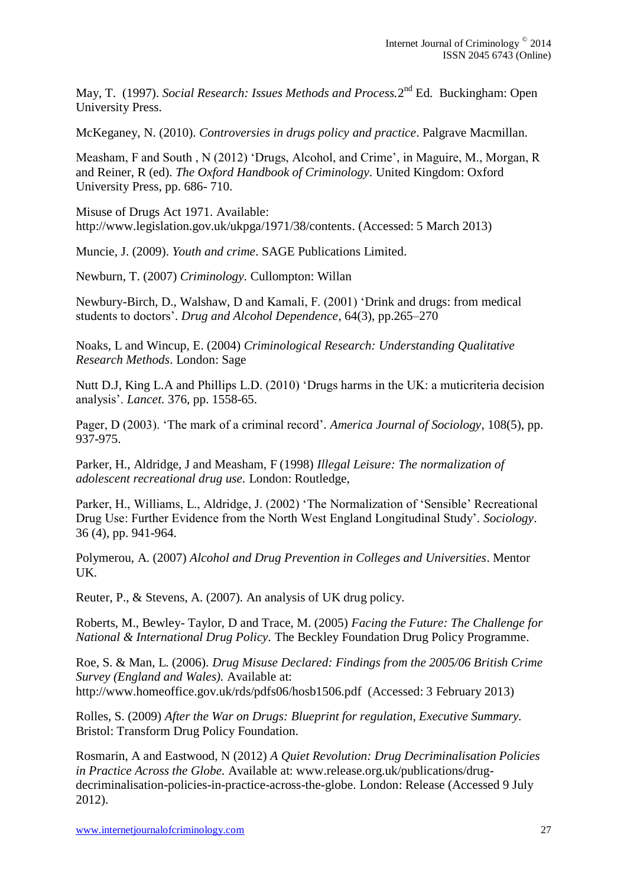May, T. (1997). *Social Research: Issues Methods and Process.*2nd Ed. Buckingham: Open University Press.

McKeganey, N. (2010). *Controversies in drugs policy and practice*. Palgrave Macmillan.

Measham, F and South , N (2012) 'Drugs, Alcohol, and Crime', in Maguire, M., Morgan, R and Reiner, R (ed). *The Oxford Handbook of Criminology*. United Kingdom: Oxford University Press, pp. 686- 710.

Misuse of Drugs Act 1971. Available: http://www.legislation.gov.uk/ukpga/1971/38/contents. (Accessed: 5 March 2013)

Muncie, J. (2009). *Youth and crime*. SAGE Publications Limited.

Newburn, T. (2007) *Criminology.* Cullompton: Willan

Newbury-Birch, D., Walshaw, D and Kamali, F. (2001) 'Drink and drugs: from medical students to doctors'. *Drug and Alcohol Dependence*, 64(3), pp.265–270

Noaks, L and Wincup, E. (2004) *Criminological Research: Understanding Qualitative Research Methods*. London: Sage

Nutt D.J, King L.A and Phillips L.D. (2010) 'Drugs harms in the UK: a muticriteria decision analysis'. *Lancet.* 376, pp. 1558-65.

Pager, D (2003). 'The mark of a criminal record'. *America Journal of Sociology*, 108(5), pp. 937-975.

Parker, H., Aldridge, J and Measham, F (1998) *Illegal Leisure: The normalization of adolescent recreational drug use.* London: Routledge,

Parker, H., Williams, L., Aldridge, J. (2002) 'The Normalization of 'Sensible' Recreational Drug Use: Further Evidence from the North West England Longitudinal Study'. *Sociology*. 36 (4), pp. 941-964.

Polymerou, A. (2007) *Alcohol and Drug Prevention in Colleges and Universities*. Mentor UK.

Reuter, P., & Stevens, A. (2007). An analysis of UK drug policy.

Roberts, M., Bewley- Taylor, D and Trace, M. (2005) *Facing the Future: The Challenge for National & International Drug Policy.* The Beckley Foundation Drug Policy Programme.

Roe, S. & Man, L. (2006). *Drug Misuse Declared: Findings from the 2005/06 British Crime Survey (England and Wales).* Available at: http://www.homeoffice.gov.uk/rds/pdfs06/hosb1506.pdf (Accessed: 3 February 2013)

Rolles, S. (2009) *After the War on Drugs: Blueprint for regulation, Executive Summary.* Bristol: Transform Drug Policy Foundation.

Rosmarin, A and Eastwood, N (2012) *A Quiet Revolution: Drug Decriminalisation Policies in Practice Across the Globe.* Available at: www.release.org.uk/publications/drug-decriminalisation-policies-in-practice-across-the-globe. London: Release (Accessed 9 July 2012).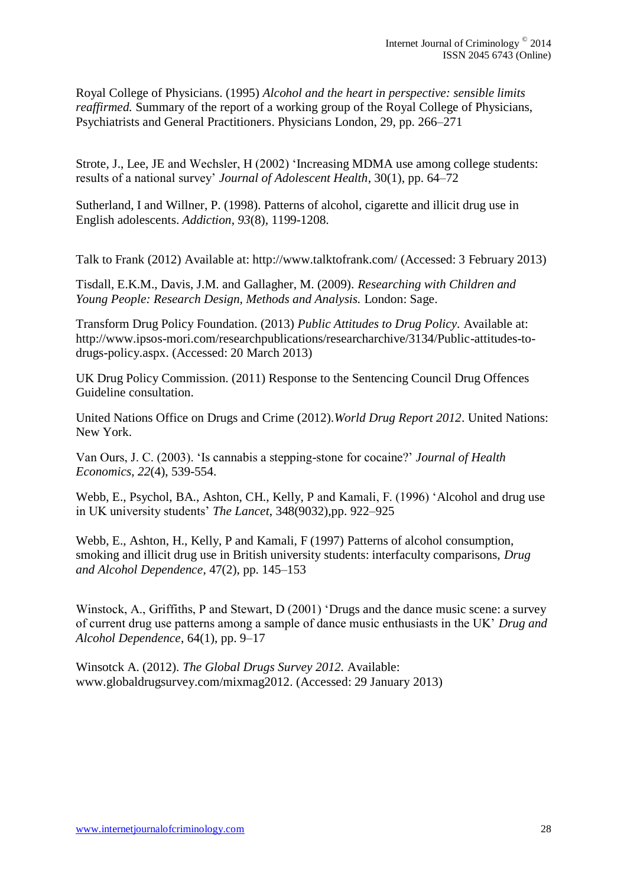Royal College of Physicians. (1995) *Alcohol and the heart in perspective: sensible limits reaffirmed.* Summary of the report of a working group of the Royal College of Physicians, Psychiatrists and General Practitioners. Physicians London, 29, pp. 266–271

Strote, J., Lee, JE and Wechsler, H (2002) 'Increasing MDMA use among college students: results of a national survey' *Journal of Adolescent Health*, 30(1), pp. 64–72

Sutherland, I and Willner, P. (1998). Patterns of alcohol, cigarette and illicit drug use in English adolescents. *Addiction*, *93*(8), 1199-1208.

Talk to Frank (2012) Available at: http://www.talktofrank.com/ (Accessed: 3 February 2013)

Tisdall, E.K.M., Davis, J.M. and Gallagher, M. (2009). *Researching with Children and Young People: Research Design, Methods and Analysis.* London: Sage.

Transform Drug Policy Foundation. (2013) *Public Attitudes to Drug Policy.* Available at: http://www.ipsos-mori.com/researchpublications/researcharchive/3134/Public-attitudes-to-drugs-policy.aspx. (Accessed: 20 March 2013)

UK Drug Policy Commission. (2011) Response to the Sentencing Council Drug Offences Guideline consultation.

United Nations Office on Drugs and Crime (2012).*World Drug Report 2012*. United Nations: New York.

Van Ours, J. C. (2003). 'Is cannabis a stepping-stone for cocaine?' *Journal of Health Economics*, *22*(4), 539-554.

Webb, E., Psychol, BA., Ashton, CH., Kelly, P and Kamali, F. (1996) 'Alcohol and drug use in UK university students' *The Lancet*, 348(9032),pp. 922–925

Webb, E., Ashton, H., Kelly, P and Kamali, F (1997) Patterns of alcohol consumption, smoking and illicit drug use in British university students: interfaculty comparisons, *Drug and Alcohol Dependence*, 47(2), pp. 145–153

Winstock, A., Griffiths, P and Stewart, D (2001) 'Drugs and the dance music scene: a survey of current drug use patterns among a sample of dance music enthusiasts in the UK' *Drug and Alcohol Dependence*, 64(1), pp. 9–17

Winsotck A. (2012). *The Global Drugs Survey 2012.* Available: www.globaldrugsurvey.com/mixmag2012. (Accessed: 29 January 2013)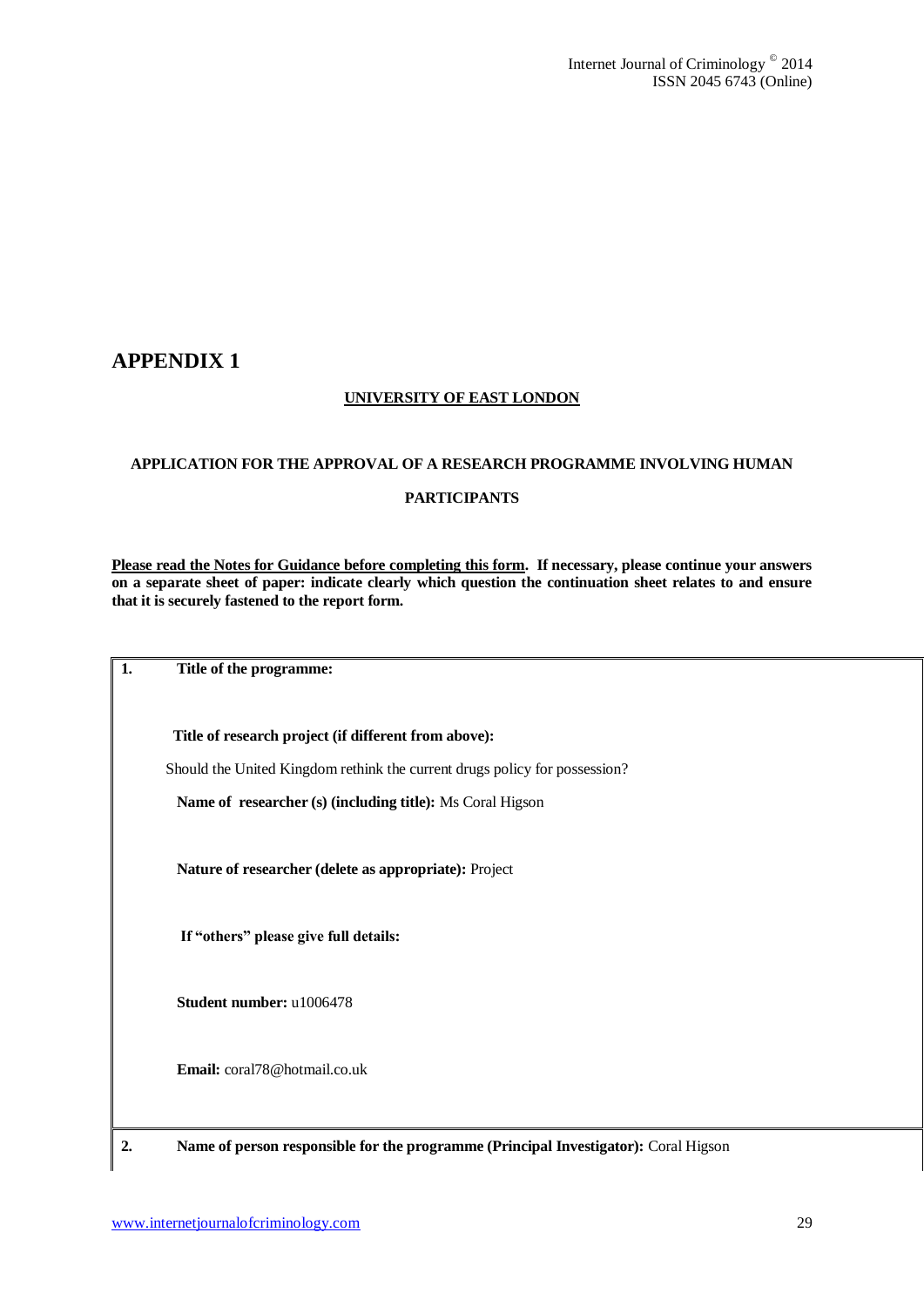# APPENDIX 1

**UNIVERSITY OF EAST LONDON**

**APPLICATION FOR THE APPROVAL OF A RESEARCH PROGRAMME INVOLVING HUMAN PARTICIPANTS**

**Please read the Notes for Guidance before completing this form. If necessary, please continue your answers on a separate sheet of paper: indicate clearly which question the continuation sheet relates to and ensure that it is securely fastened to the report form.**

**1. Title of the programme:**

**Title of research project (if different from above):**

Should the United Kingdom rethink the current drugs policy for possession?

**Name of researcher (s) (including title):** Ms Coral Higson

**Nature of researcher (delete as appropriate):** Project

**If "others" please give full details:**

**Student number:** u1006478

**Email:** coral78@hotmail.co.uk

**2. Name of person responsible for the programme (Principal Investigator):** Coral Higson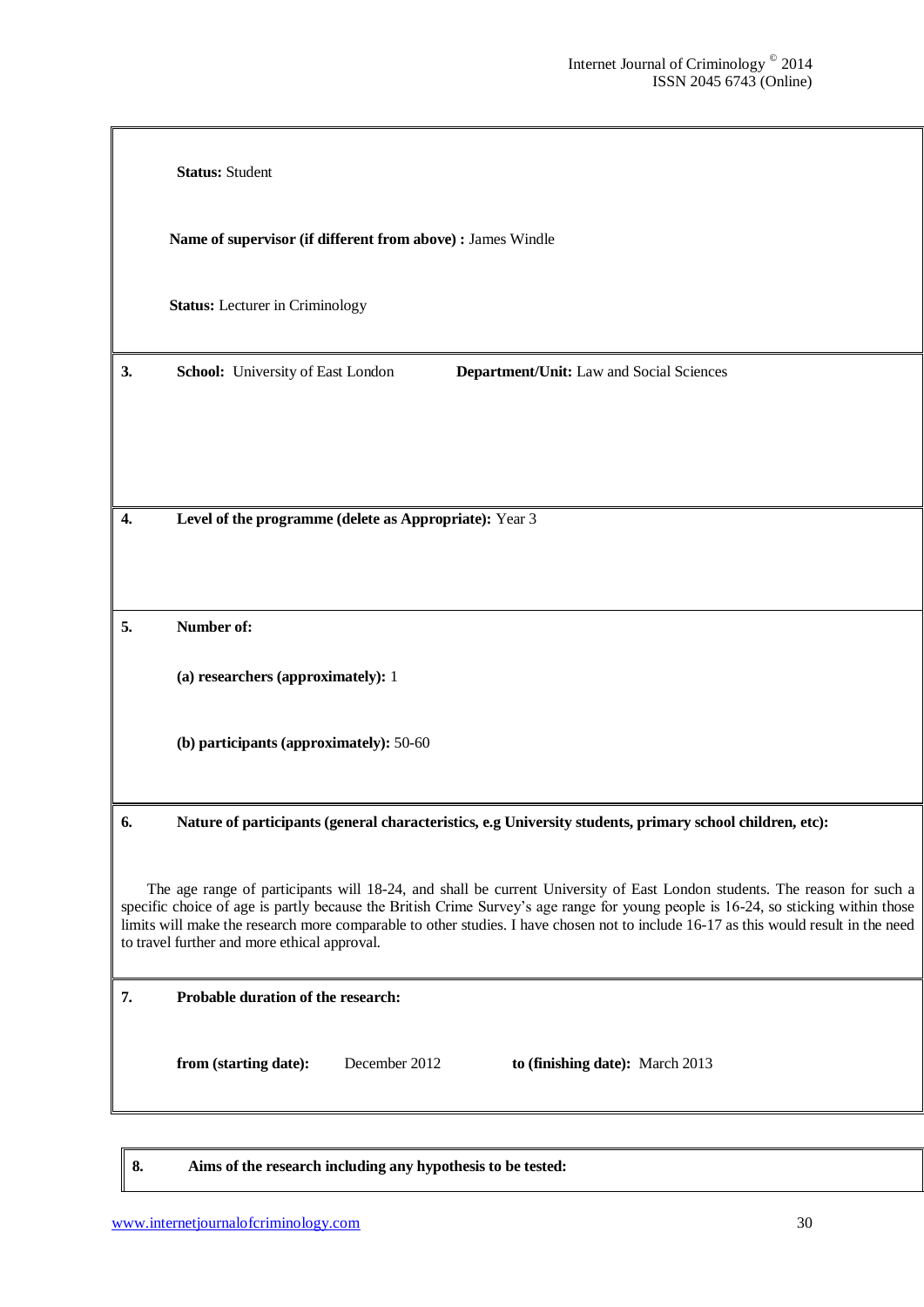**Status:** Student

**Name of supervisor (if different from above) :** James Windle

**Status:** Lecturer in Criminology

**3.** **School:** University of East London **Department/Unit:** Law and Social Sciences

**4.** **Level of the programme (delete as Appropriate):** Year 3

**5.** **Number of:**

**(a) researchers (approximately):** 1

**(b) participants (approximately):** 50-60

**6.** **Nature of participants (general characteristics, e.g University students, primary school children, etc):**

The age range of participants will 18-24, and shall be current University of East London students. The reason for such a specific choice of age is partly because the British Crime Survey's age range for young people is 16-24, so sticking within those limits will make the research more comparable to other studies. I have chosen not to include 16-17 as this would result in the need to travel further and more ethical approval.

**7.** **Probable duration of the research:**

**from (starting date):** December 2012 **to (finishing date):** March 2013

**8.** **Aims of the research including any hypothesis to be tested:**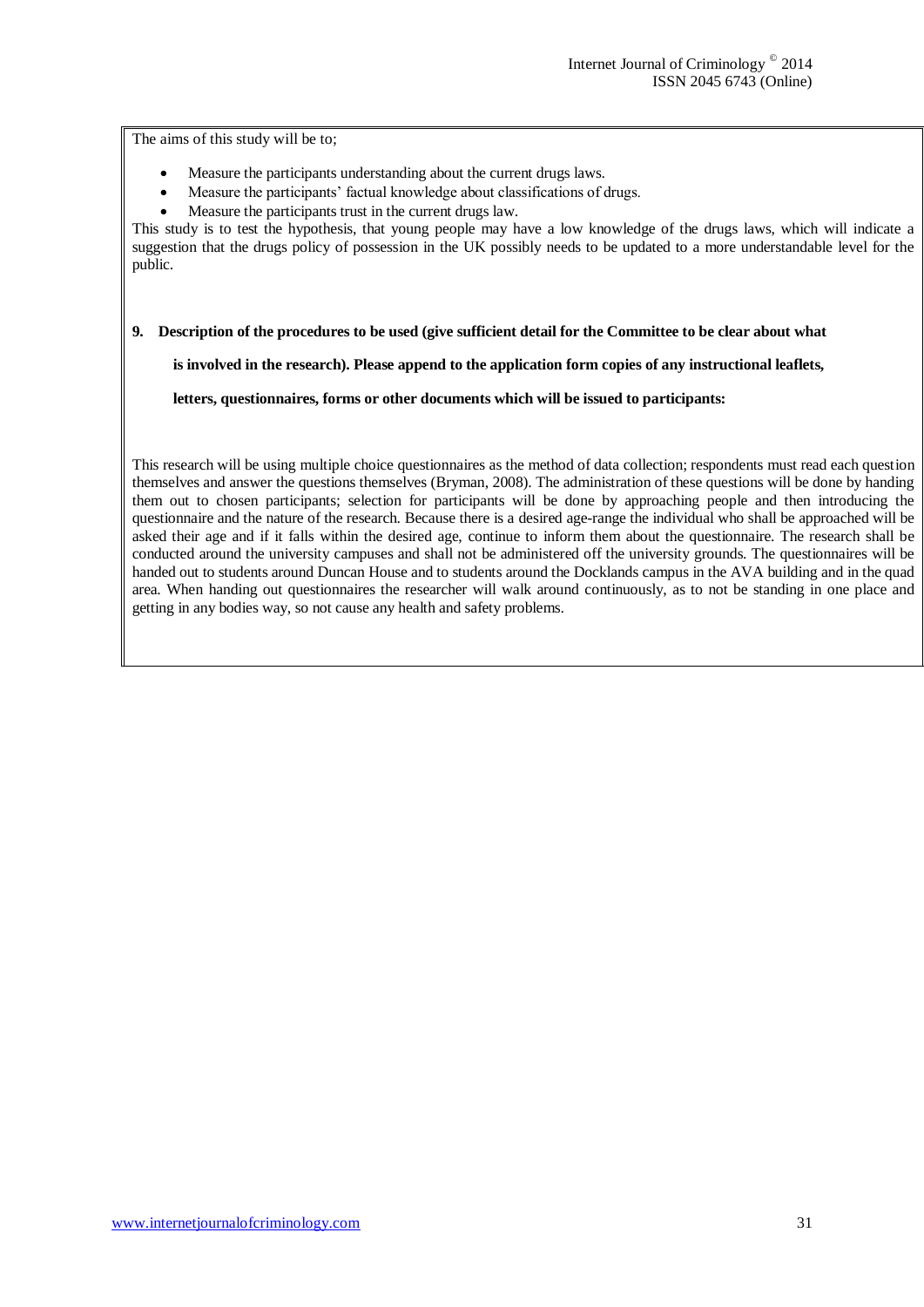The aims of this study will be to;

- Measure the participants understanding about the current drugs laws.
- Measure the participants' factual knowledge about classifications of drugs.
- Measure the participants trust in the current drugs law.

This study is to test the hypothesis, that young people may have a low knowledge of the drugs laws, which will indicate a suggestion that the drugs policy of possession in the UK possibly needs to be updated to a more understandable level for the public.

**9. Description of the procedures to be used (give sufficient detail for the Committee to be clear about what is involved in the research). Please append to the application form copies of any instructional leaflets, letters, questionnaires, forms or other documents which will be issued to participants:**

This research will be using multiple choice questionnaires as the method of data collection; respondents must read each question themselves and answer the questions themselves (Bryman, 2008). The administration of these questions will be done by handing them out to chosen participants; selection for participants will be done by approaching people and then introducing the questionnaire and the nature of the research. Because there is a desired age-range the individual who shall be approached will be asked their age and if it falls within the desired age, continue to inform them about the questionnaire. The research shall be conducted around the university campuses and shall not be administered off the university grounds. The questionnaires will be handed out to students around Duncan House and to students around the Docklands campus in the AVA building and in the quad area. When handing out questionnaires the researcher will walk around continuously, as to not be standing in one place and getting in any bodies way, so not cause any health and safety problems.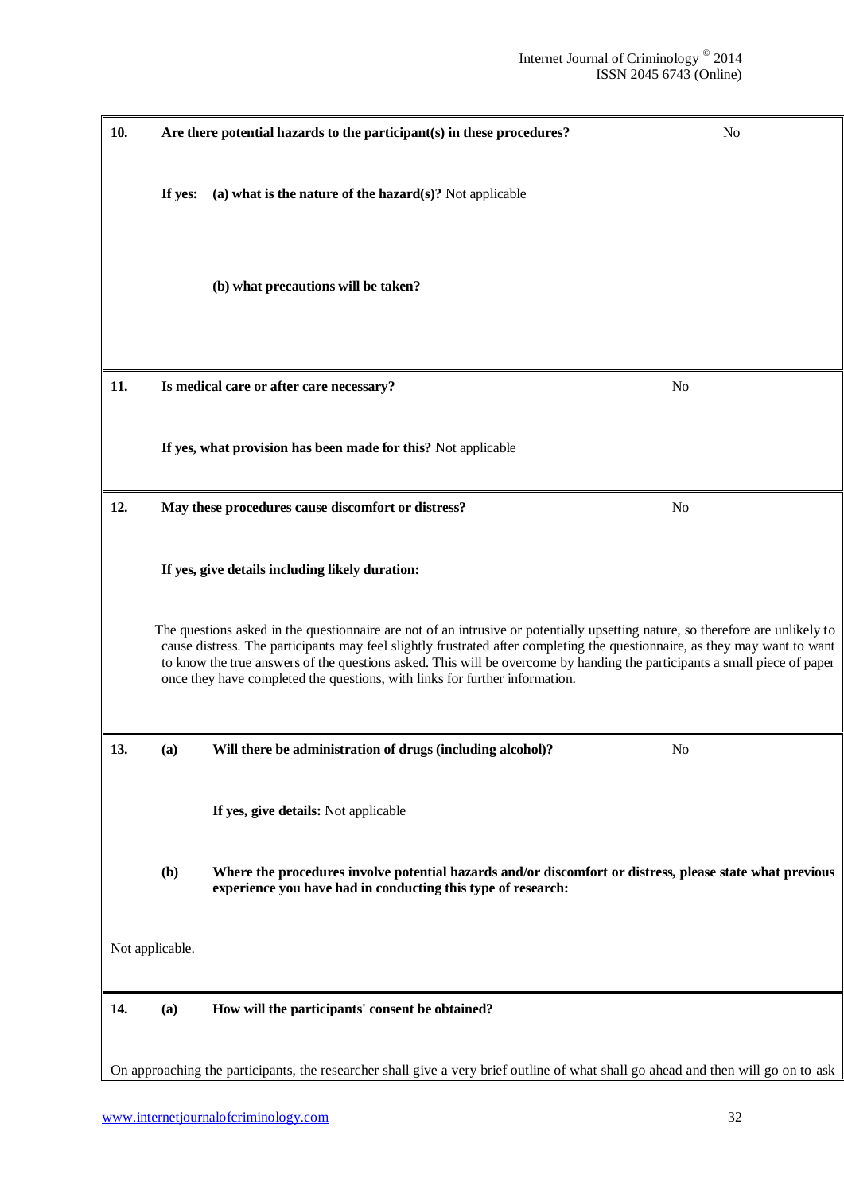**10. Are there potential hazards to the participant(s) in these procedures?** No

**If yes: (a) what is the nature of the hazard(s)?** Not applicable

**(b) what precautions will be taken?**

**11. Is medical care or after care necessary?** No

**If yes, what provision has been made for this?** Not applicable

**12. May these procedures cause discomfort or distress?** No

**If yes, give details including likely duration:**

The questions asked in the questionnaire are not of an intrusive or potentially upsetting nature, so therefore are unlikely to cause distress. The participants may feel slightly frustrated after completing the questionnaire, as they may want to want to know the true answers of the questions asked. This will be overcome by handing the participants a small piece of paper once they have completed the questions, with links for further information.

**13. (a) Will there be administration of drugs (including alcohol)?** No

**If yes, give details:** Not applicable

**(b) Where the procedures involve potential hazards and/or discomfort or distress, please state what previous experience you have had in conducting this type of research:**

Not applicable.

**14. (a) How will the participants' consent be obtained?**

On approaching the participants, the researcher shall give a very brief outline of what shall go ahead and then will go on to ask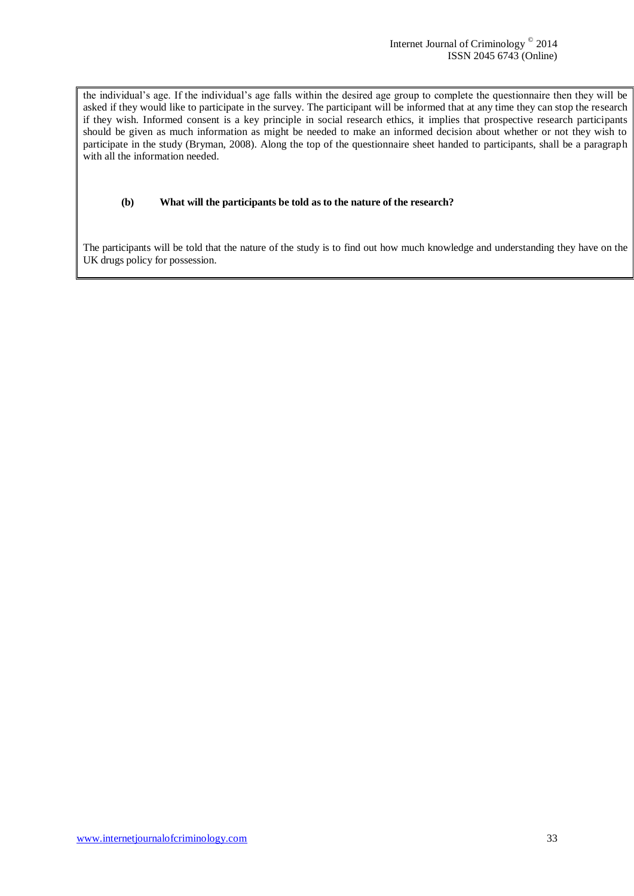the individual's age. If the individual's age falls within the desired age group to complete the questionnaire then they will be asked if they would like to participate in the survey. The participant will be informed that at any time they can stop the research if they wish. Informed consent is a key principle in social research ethics, it implies that prospective research participants should be given as much information as might be needed to make an informed decision about whether or not they wish to participate in the study (Bryman, 2008). Along the top of the questionnaire sheet handed to participants, shall be a paragraph with all the information needed.

**(b) What will the participants be told as to the nature of the research?**

The participants will be told that the nature of the study is to find out how much knowledge and understanding they have on the UK drugs policy for possession.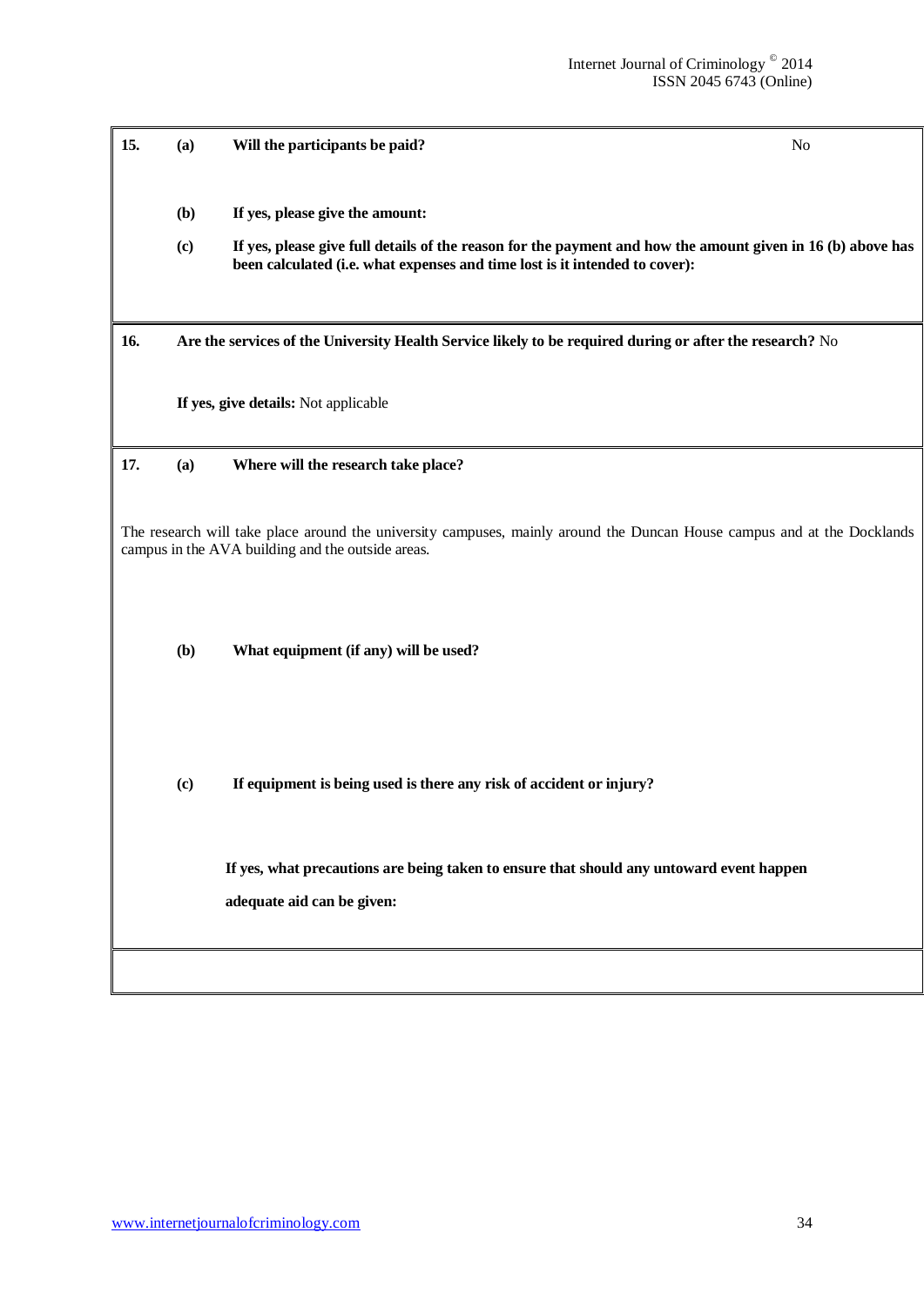| | | | |
|---|---|---|---|
| **15.** | **(a)** | **Will the participants be paid?** | No |
| | **(b)** | **If yes, please give the amount:** | |
| | **(c)** | **If yes, please give full details of the reason for the payment and how the amount given in 16 (b) above has been calculated (i.e. what expenses and time lost is it intended to cover):** | |

**16.** **Are the services of the University Health Service likely to be required during or after the research?** No

**If yes, give details:** Not applicable

**17.** **(a)** **Where will the research take place?**

The research will take place around the university campuses, mainly around the Duncan House campus and at the Docklands campus in the AVA building and the outside areas.

**(b)** **What equipment (if any) will be used?**

**(c)** **If equipment is being used is there any risk of accident or injury?**

**If yes, what precautions are being taken to ensure that should any untoward event happen adequate aid can be given:**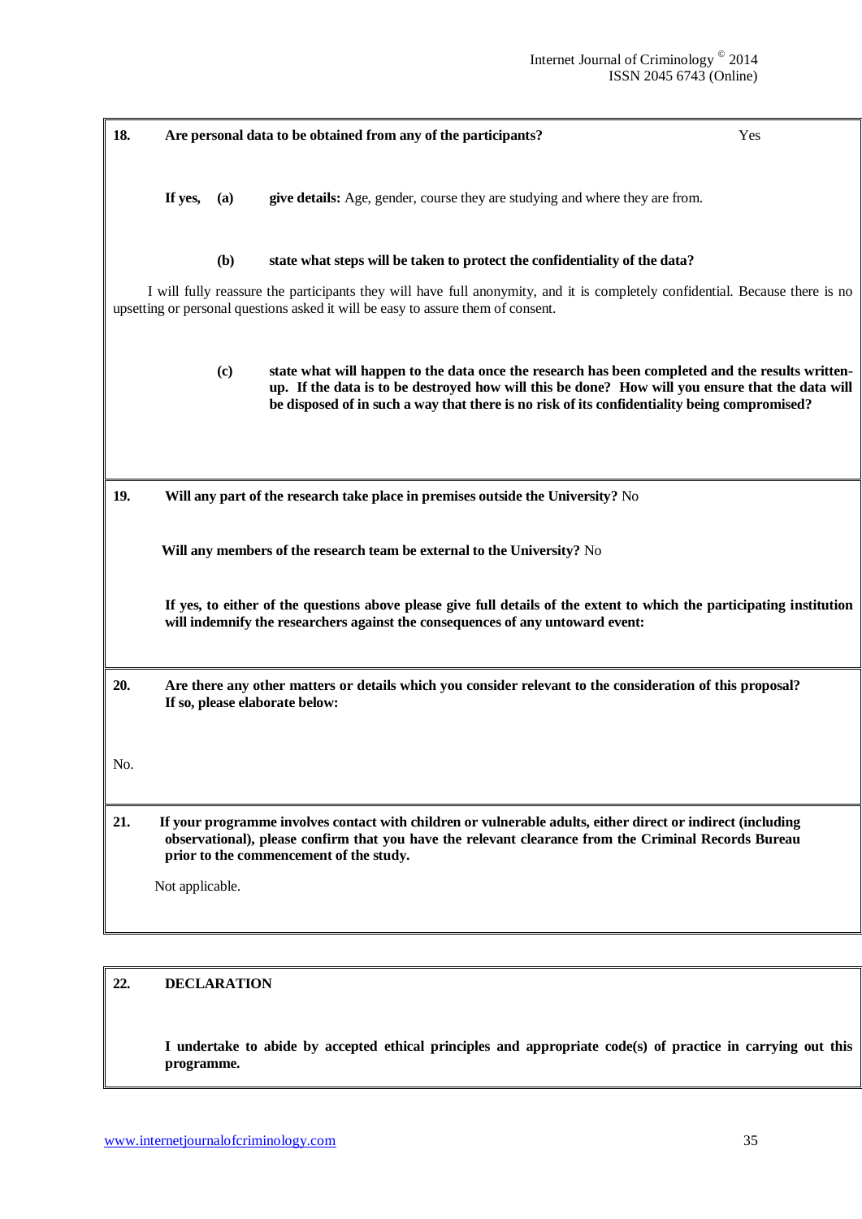**18. Are personal data to be obtained from any of the participants?** Yes

**If yes, (a) give details:** Age, gender, course they are studying and where they are from.

**(b) state what steps will be taken to protect the confidentiality of the data?**

I will fully reassure the participants they will have full anonymity, and it is completely confidential. Because there is no upsetting or personal questions asked it will be easy to assure them of consent.

**(c) state what will happen to the data once the research has been completed and the results written-up. If the data is to be destroyed how will this be done? How will you ensure that the data will be disposed of in such a way that there is no risk of its confidentiality being compromised?**

**19. Will any part of the research take place in premises outside the University?** No

**Will any members of the research team be external to the University?** No

**If yes, to either of the questions above please give full details of the extent to which the participating institution will indemnify the researchers against the consequences of any untoward event:**

**20. Are there any other matters or details which you consider relevant to the consideration of this proposal? If so, please elaborate below:**

No.

**21. If your programme involves contact with children or vulnerable adults, either direct or indirect (including observational), please confirm that you have the relevant clearance from the Criminal Records Bureau prior to the commencement of the study.**

Not applicable.

**22. DECLARATION**

**I undertake to abide by accepted ethical principles and appropriate code(s) of practice in carrying out this programme.**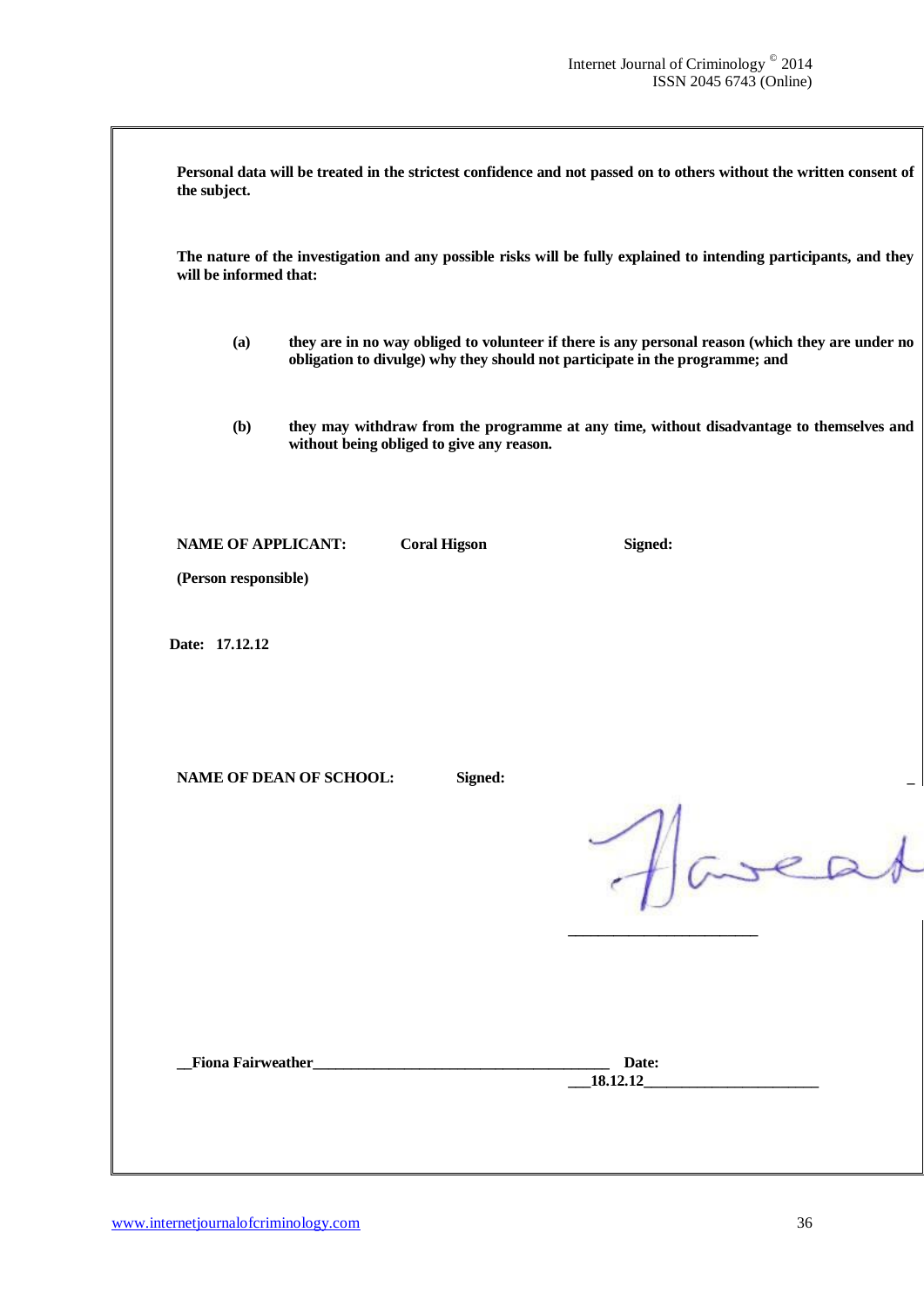**Personal data will be treated in the strictest confidence and not passed on to others without the written consent of the subject.**

**The nature of the investigation and any possible risks will be fully explained to intending participants, and they will be informed that:**

**(a)** **they are in no way obliged to volunteer if there is any personal reason (which they are under no obligation to divulge) why they should not participate in the programme; and**

**(b)** **they may withdraw from the programme at any time, without disadvantage to themselves and without being obliged to give any reason.**

**NAME OF APPLICANT:** **Coral Higson** **Signed:**

**(Person responsible)**

**Date: 17.12.12**

**NAME OF DEAN OF SCHOOL:** **Signed:**

________________________

**__Fiona Fairweather________________________________________** **Date: ___18.12.12______________________**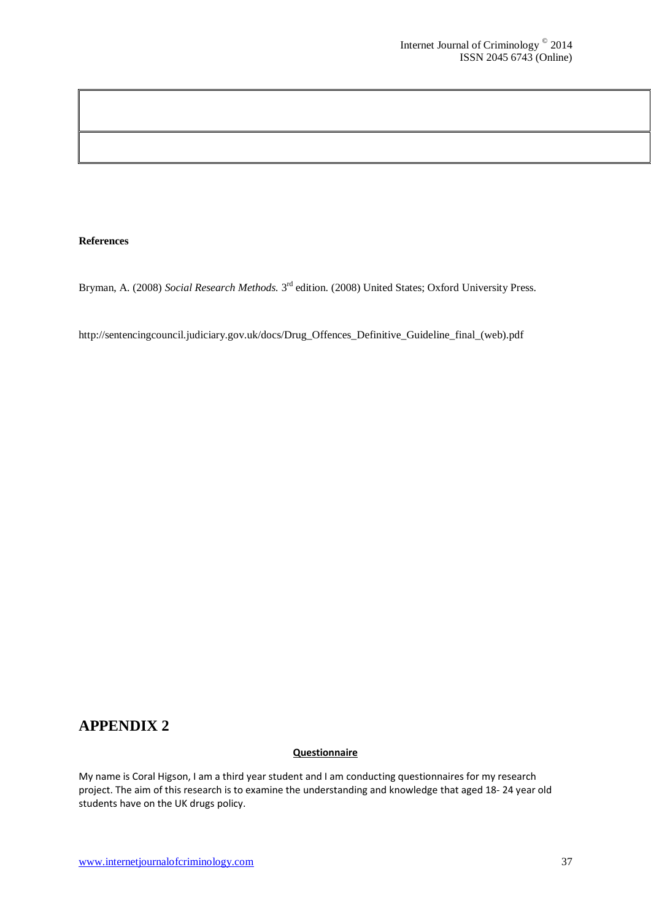|  |
| --- |
|  |

**References**

Bryman, A. (2008) *Social Research Methods.* 3rd edition. (2008) United States; Oxford University Press.

http://sentencingcouncil.judiciary.gov.uk/docs/Drug_Offences_Definitive_Guideline_final_(web).pdf

# APPENDIX 2

**Questionnaire**

My name is Coral Higson, I am a third year student and I am conducting questionnaires for my research project. The aim of this research is to examine the understanding and knowledge that aged 18- 24 year old students have on the UK drugs policy.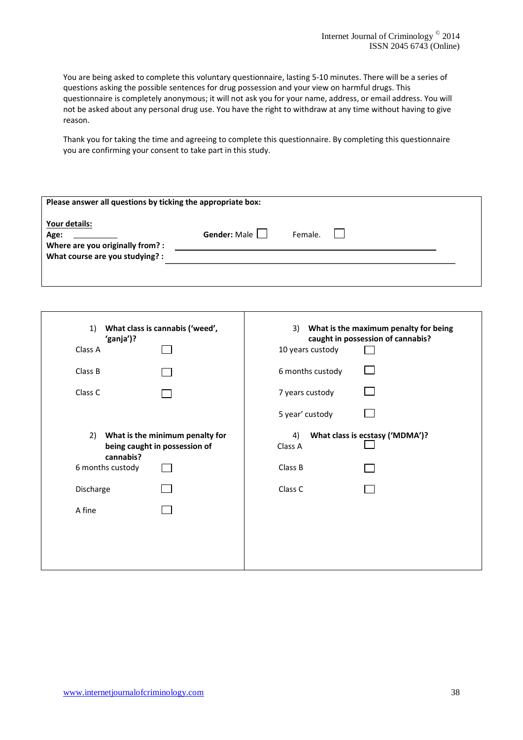You are being asked to complete this voluntary questionnaire, lasting 5-10 minutes. There will be a series of questions asking the possible sentences for drug possession and your view on harmful drugs. This questionnaire is completely anonymous; it will not ask you for your name, address, or email address. You will not be asked about any personal drug use. You have the right to withdraw at any time without having to give reason.

Thank you for taking the time and agreeing to complete this questionnaire. By completing this questionnaire you are confirming your consent to take part in this study.

**Please answer all questions by ticking the appropriate box:**

**Your details:**

**Age:** ________ **Gender:** Male ☐ Female. ☐

**Where are you originally from? :** ______________________________

**What course are you studying? :** ______________________________

1) **What class is cannabis ('weed', 'ganja')?**
   - Class A ☐
   - Class B ☐
   - Class C ☐

2) **What is the minimum penalty for being caught in possession of cannabis?**
   - 6 months custody ☐
   - Discharge ☐
   - A fine ☐

3) **What is the maximum penalty for being caught in possession of cannabis?**
   - 10 years custody ☐
   - 6 months custody ☐
   - 7 years custody ☐
   - 5 year' custody ☐

4) **What class is ecstasy ('MDMA')?**
   - Class A ☐
   - Class B ☐
   - Class C ☐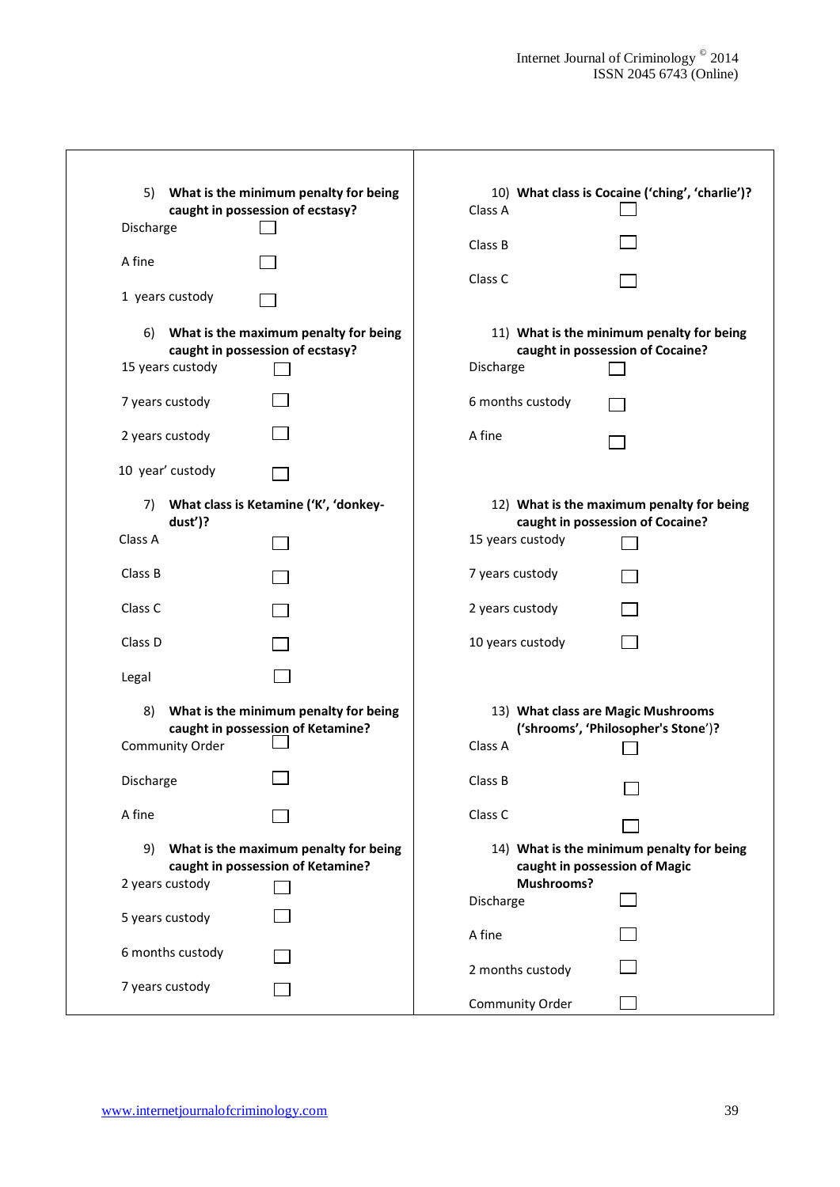5) **What is the minimum penalty for being caught in possession of ecstasy?**

Discharge ☐

A fine ☐

1 years custody ☐

6) **What is the maximum penalty for being caught in possession of ecstasy?**

15 years custody ☐

7 years custody ☐

2 years custody ☐

10 year' custody ☐

7) **What class is Ketamine ('K', 'donkey-dust')?**

Class A ☐

Class B ☐

Class C ☐

Class D ☐

Legal ☐

8) **What is the minimum penalty for being caught in possession of Ketamine?**

Community Order ☐

Discharge ☐

A fine ☐

9) **What is the maximum penalty for being caught in possession of Ketamine?**

2 years custody ☐

5 years custody ☐

6 months custody ☐

7 years custody ☐

10) **What class is Cocaine ('ching', 'charlie')?**

Class A ☐

Class B ☐

Class C ☐

11) **What is the minimum penalty for being caught in possession of Cocaine?**

Discharge ☐

6 months custody ☐

A fine ☐

12) **What is the maximum penalty for being caught in possession of Cocaine?**

15 years custody ☐

7 years custody ☐

2 years custody ☐

10 years custody ☐

13) **What class are Magic Mushrooms ('shrooms', 'Philosopher's Stone')?**

Class A ☐

Class B ☐

Class C ☐

14) **What is the minimum penalty for being caught in possession of Magic Mushrooms?**

Discharge ☐

A fine ☐

2 months custody ☐

Community Order ☐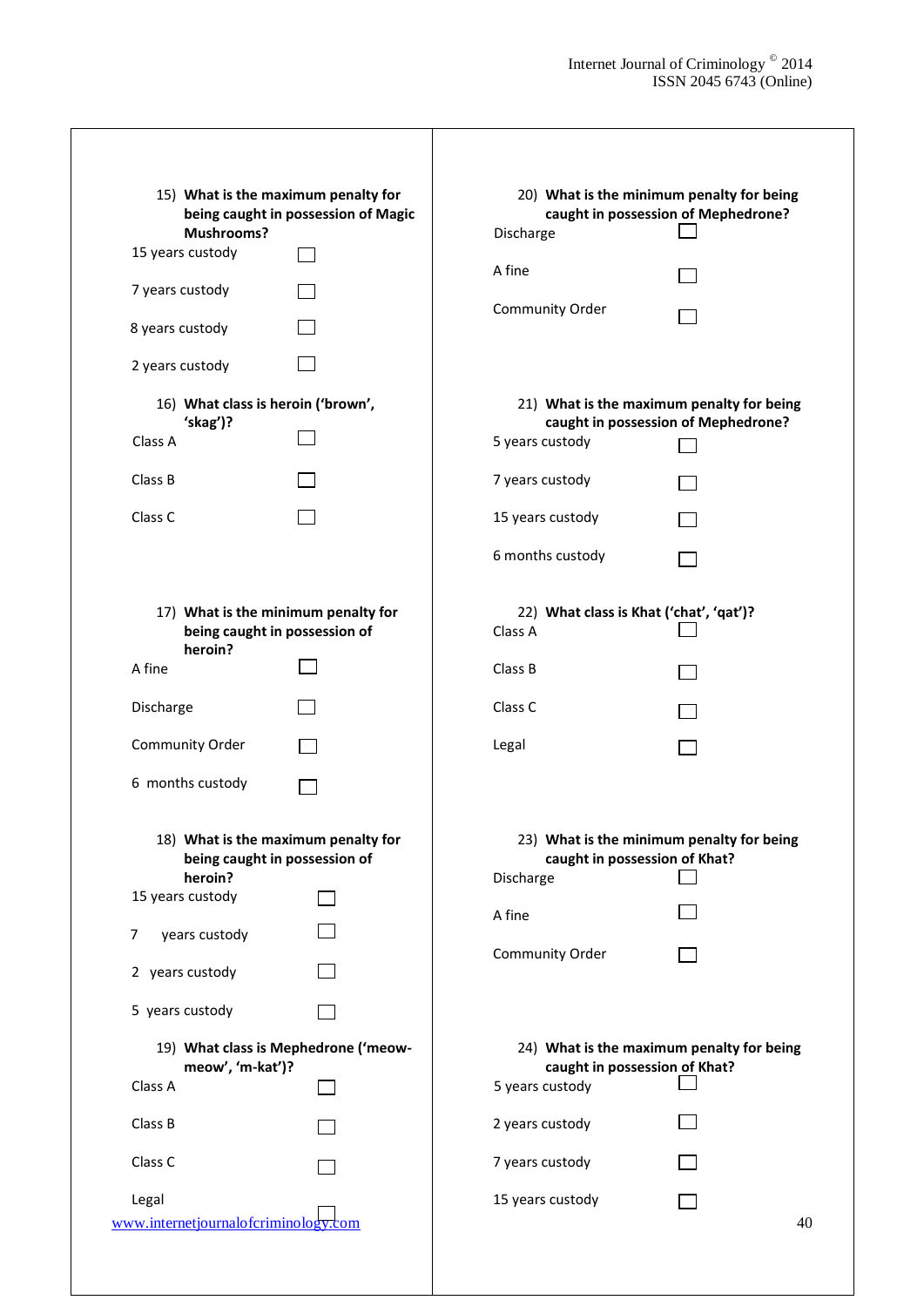15) **What is the maximum penalty for being caught in possession of Magic Mushrooms?**

15 years custody ☐

7 years custody ☐

8 years custody ☐

2 years custody ☐

16) **What class is heroin ('brown', 'skag')?**

Class A ☐

Class B ☐

Class C ☐

17) **What is the minimum penalty for being caught in possession of heroin?**

A fine ☐

Discharge ☐

Community Order ☐

6 months custody ☐

18) **What is the maximum penalty for being caught in possession of heroin?**

15 years custody ☐

7 years custody ☐

2 years custody ☐

5 years custody ☐

19) **What class is Mephedrone ('meow-meow', 'm-kat')?**

Class A ☐

Class B ☐

Class C ☐

Legal ☐

20) **What is the minimum penalty for being caught in possession of Mephedrone?**

Discharge ☐

A fine ☐

Community Order ☐

21) **What is the maximum penalty for being caught in possession of Mephedrone?**

5 years custody ☐

7 years custody ☐

15 years custody ☐

6 months custody ☐

22) **What class is Khat ('chat', 'qat')?**

Class A ☐

Class B ☐

Class C ☐

Legal ☐

23) **What is the minimum penalty for being caught in possession of Khat?**

Discharge ☐

A fine ☐

Community Order ☐

24) **What is the maximum penalty for being caught in possession of Khat?**

5 years custody ☐

2 years custody ☐

7 years custody ☐

15 years custody ☐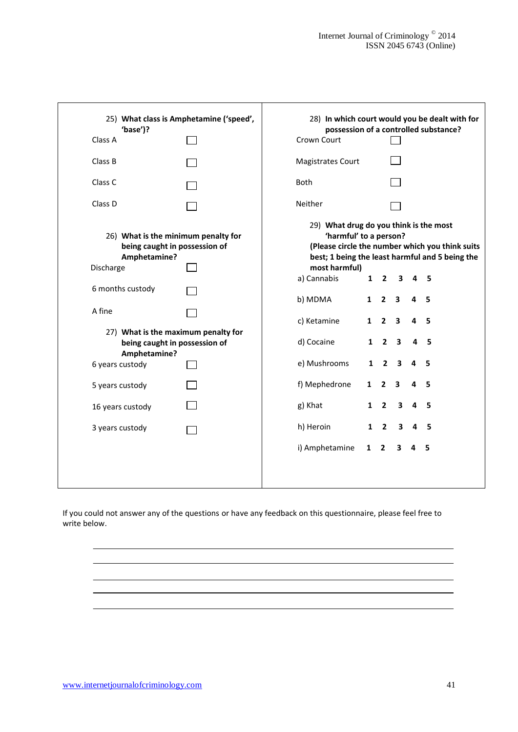25) **What class is Amphetamine ('speed', 'base')?**

Class A ☐

Class B ☐

Class C ☐

Class D ☐

26) **What is the minimum penalty for being caught in possession of Amphetamine?**

Discharge ☐

6 months custody ☐

A fine ☐

27) **What is the maximum penalty for being caught in possession of Amphetamine?**

6 years custody ☐

5 years custody ☐

16 years custody ☐

3 years custody ☐

28) **In which court would you be dealt with for possession of a controlled substance?**

Crown Court ☐

Magistrates Court ☐

Both ☐

Neither ☐

29) **What drug do you think is the most 'harmful' to a person? (Please circle the number which you think suits best; 1 being the least harmful and 5 being the most harmful)**

| | | | | | |
|---|---|---|---|---|---|
| a) Cannabis | 1 | 2 | 3 | 4 | 5 |
| b) MDMA | 1 | 2 | 3 | 4 | 5 |
| c) Ketamine | 1 | 2 | 3 | 4 | 5 |
| d) Cocaine | 1 | 2 | 3 | 4 | 5 |
| e) Mushrooms | 1 | 2 | 3 | 4 | 5 |
| f) Mephedrone | 1 | 2 | 3 | 4 | 5 |
| g) Khat | 1 | 2 | 3 | 4 | 5 |
| h) Heroin | 1 | 2 | 3 | 4 | 5 |
| i) Amphetamine | 1 | 2 | 3 | 4 | 5 |

If you could not answer any of the questions or have any feedback on this questionnaire, please feel free to write below.

______________________________________________

______________________________________________

______________________________________________

______________________________________________

______________________________________________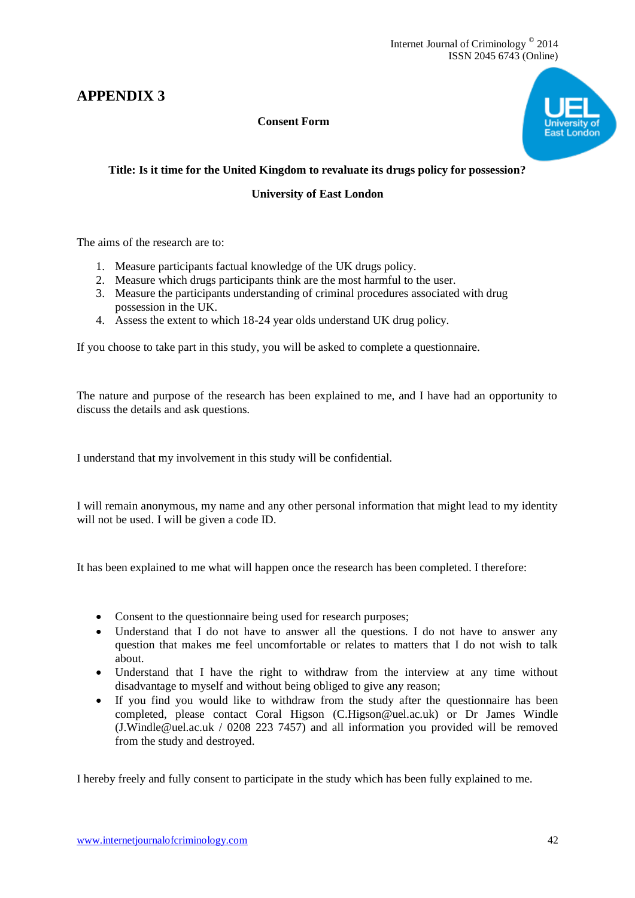# APPENDIX 3

**Consent Form**

**Title: Is it time for the United Kingdom to revaluate its drugs policy for possession?**

**University of East London**

The aims of the research are to:

1. Measure participants factual knowledge of the UK drugs policy.
2. Measure which drugs participants think are the most harmful to the user.
3. Measure the participants understanding of criminal procedures associated with drug possession in the UK.
4. Assess the extent to which 18-24 year olds understand UK drug policy.

If you choose to take part in this study, you will be asked to complete a questionnaire.

The nature and purpose of the research has been explained to me, and I have had an opportunity to discuss the details and ask questions.

I understand that my involvement in this study will be confidential.

I will remain anonymous, my name and any other personal information that might lead to my identity will not be used. I will be given a code ID.

It has been explained to me what will happen once the research has been completed. I therefore:

- Consent to the questionnaire being used for research purposes;
- Understand that I do not have to answer all the questions. I do not have to answer any question that makes me feel uncomfortable or relates to matters that I do not wish to talk about.
- Understand that I have the right to withdraw from the interview at any time without disadvantage to myself and without being obliged to give any reason;
- If you find you would like to withdraw from the study after the questionnaire has been completed, please contact Coral Higson (C.Higson@uel.ac.uk) or Dr James Windle (J.Windle@uel.ac.uk / 0208 223 7457) and all information you provided will be removed from the study and destroyed.

I hereby freely and fully consent to participate in the study which has been fully explained to me.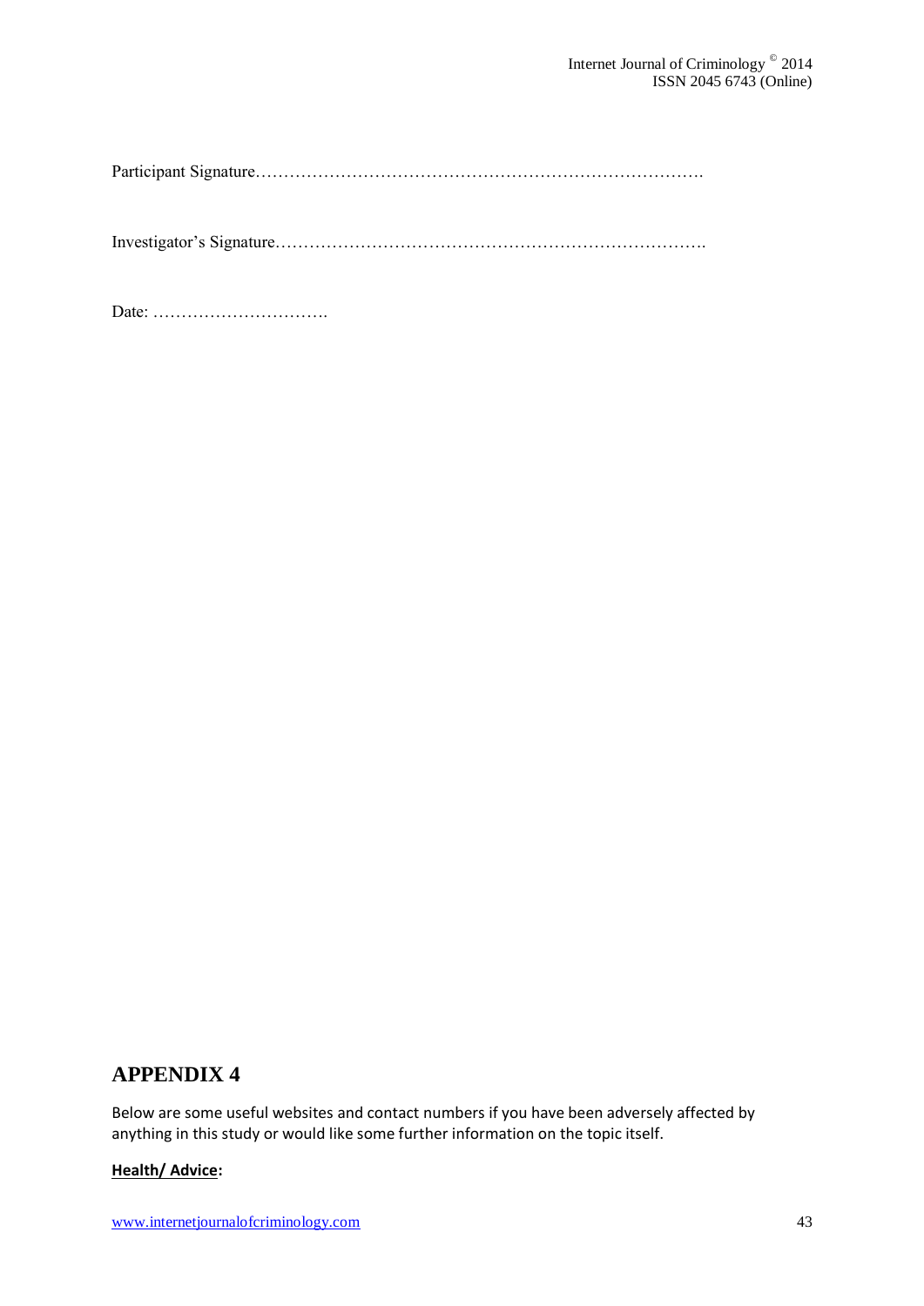Participant Signature……………………………………………………………………….

Investigator's Signature………………………………………………………………….

Date: ………………………….

## APPENDIX 4

Below are some useful websites and contact numbers if you have been adversely affected by anything in this study or would like some further information on the topic itself.

**Health/ Advice:**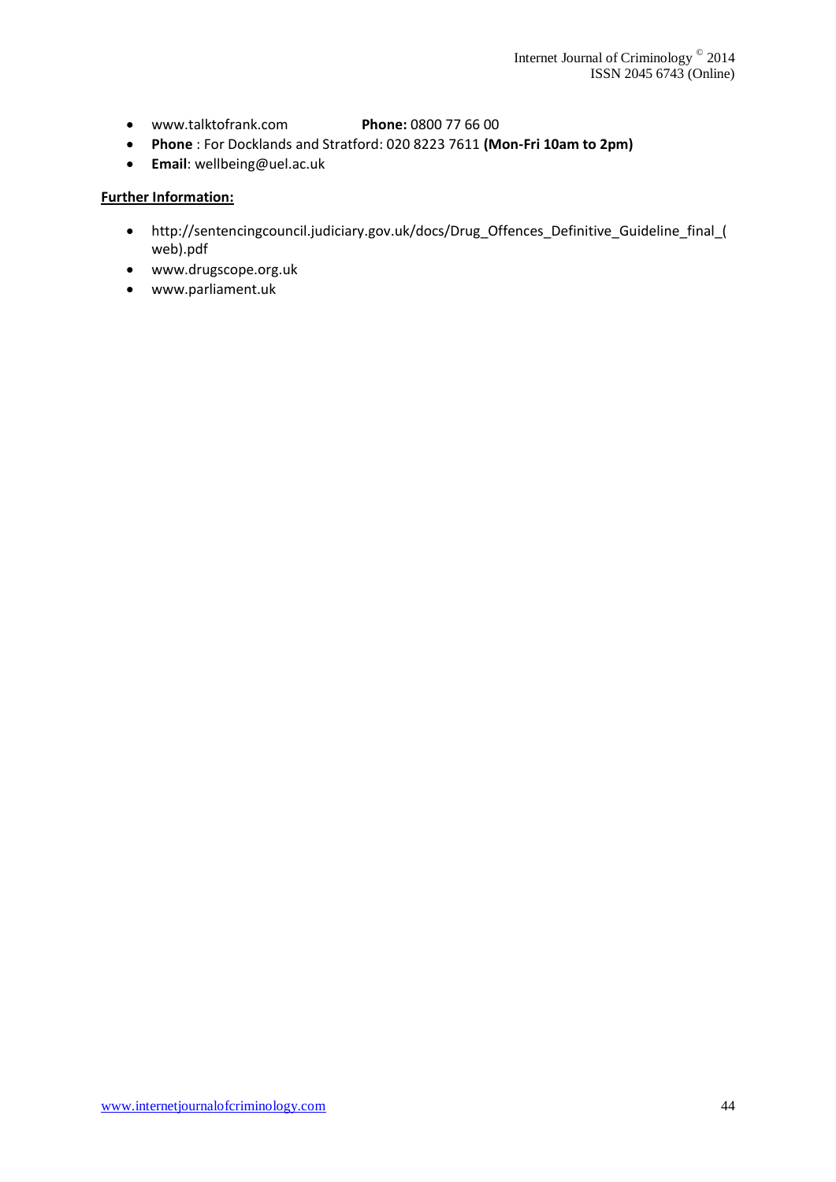- www.talktofrank.com **Phone:** 0800 77 66 00
- **Phone** : For Docklands and Stratford: 020 8223 7611 **(Mon-Fri 10am to 2pm)**
- **Email**: wellbeing@uel.ac.uk

**Further Information:**

- http://sentencingcouncil.judiciary.gov.uk/docs/Drug_Offences_Definitive_Guideline_final_(web).pdf
- www.drugscope.org.uk
- www.parliament.uk